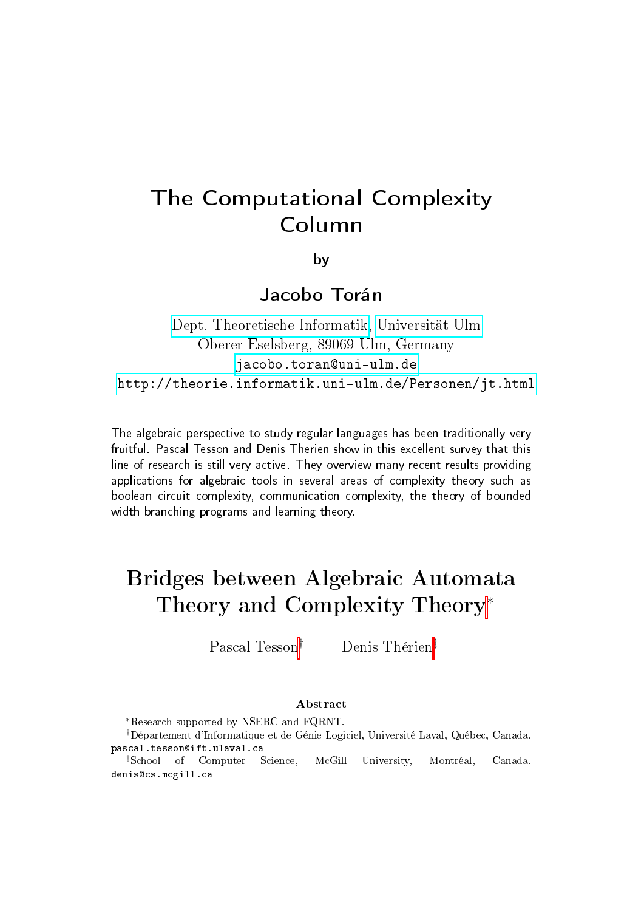# The Computational Complexity Column

by

**Jacobo Torán**

Dept. Theoretische Informatik, Universität Ulm
Oberer Eselsberg, 89069 Ulm, Germany
jacobo.toran@uni-ulm.de
http://theorie.informatik.uni-ulm.de/Personen/jt.html

The algebraic perspective to study regular languages has been traditionally very fruitful. Pascal Tesson and Denis Therien show in this excellent survey that this line of research is still very active. They overview many recent results providing applications for algebraic tools in several areas of complexity theory such as boolean circuit complexity, communication complexity, the theory of bounded width branching programs and learning theory.

# Bridges between Algebraic Automata Theory and Complexity Theory*

Pascal Tesson† Denis Thérien‡

**Abstract**

*Research supported by NSERC and FQRNT.

†Département d'Informatique et de Génie Logiciel, Université Laval, Québec, Canada. pascal.tesson@ift.ulaval.ca

‡School of Computer Science, McGill University, Montréal, Canada. denis@cs.mcgill.ca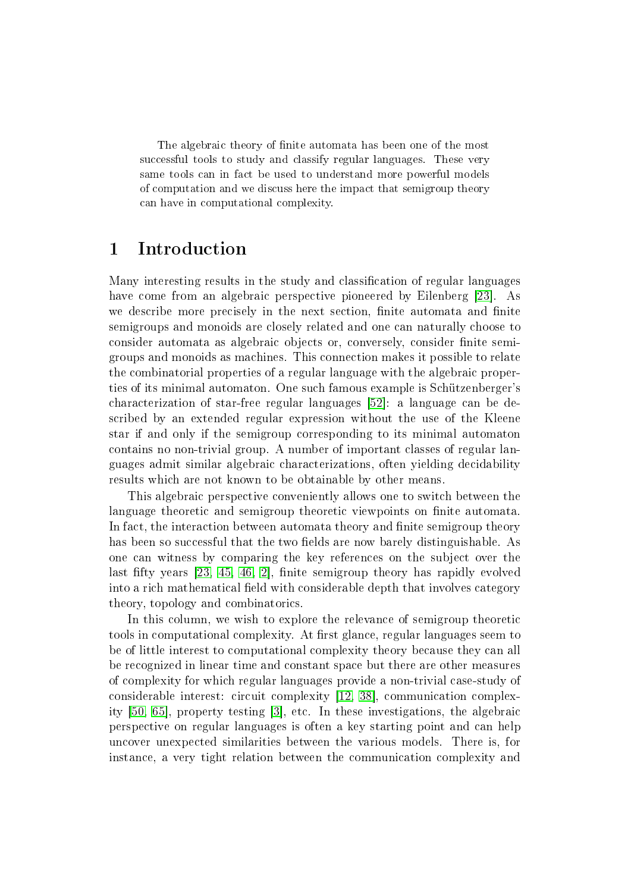The algebraic theory of finite automata has been one of the most successful tools to study and classify regular languages. These very same tools can in fact be used to understand more powerful models of computation and we discuss here the impact that semigroup theory can have in computational complexity.

# 1 Introduction

Many interesting results in the study and classification of regular languages have come from an algebraic perspective pioneered by Eilenberg [23]. As we describe more precisely in the next section, finite automata and finite semigroups and monoids are closely related and one can naturally choose to consider automata as algebraic objects or, conversely, consider finite semigroups and monoids as machines. This connection makes it possible to relate the combinatorial properties of a regular language with the algebraic properties of its minimal automaton. One such famous example is Schützenberger's characterization of star-free regular languages [52]: a language can be described by an extended regular expression without the use of the Kleene star if and only if the semigroup corresponding to its minimal automaton contains no non-trivial group. A number of important classes of regular languages admit similar algebraic characterizations, often yielding decidability results which are not known to be obtainable by other means.

This algebraic perspective conveniently allows one to switch between the language theoretic and semigroup theoretic viewpoints on finite automata. In fact, the interaction between automata theory and finite semigroup theory has been so successful that the two fields are now barely distinguishable. As one can witness by comparing the key references on the subject over the last fifty years [23, 45, 46, 2], finite semigroup theory has rapidly evolved into a rich mathematical field with considerable depth that involves category theory, topology and combinatorics.

In this column, we wish to explore the relevance of semigroup theoretic tools in computational complexity. At first glance, regular languages seem to be of little interest to computational complexity theory because they can all be recognized in linear time and constant space but there are other measures of complexity for which regular languages provide a non-trivial case-study of considerable interest: circuit complexity [12, 38], communication complexity [50, 65], property testing [3], etc. In these investigations, the algebraic perspective on regular languages is often a key starting point and can help uncover unexpected similarities between the various models. There is, for instance, a very tight relation between the communication complexity and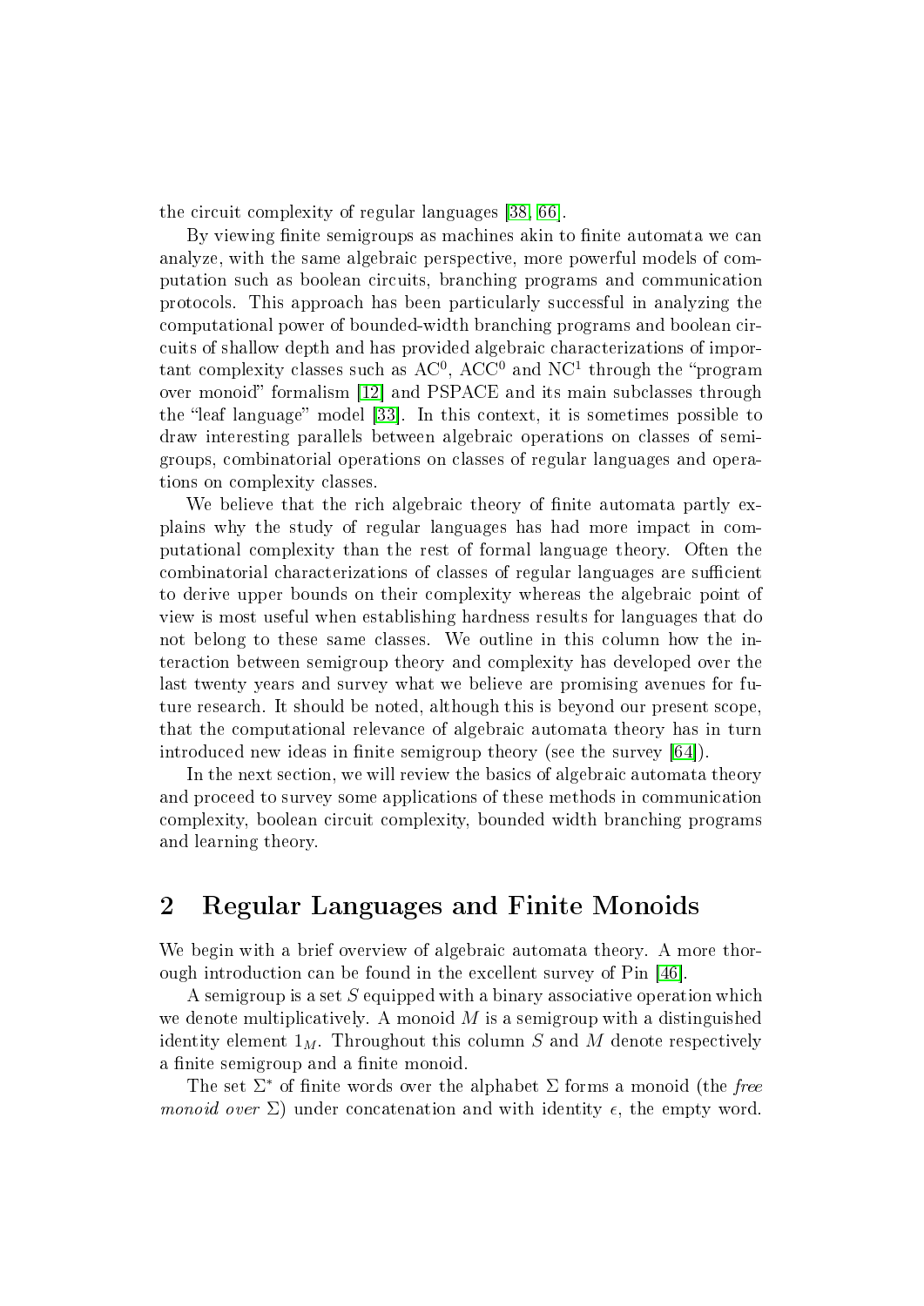the circuit complexity of regular languages [38, 66].

By viewing finite semigroups as machines akin to finite automata we can analyze, with the same algebraic perspective, more powerful models of computation such as boolean circuits, branching programs and communication protocols. This approach has been particularly successful in analyzing the computational power of bounded-width branching programs and boolean circuits of shallow depth and has provided algebraic characterizations of important complexity classes such as $AC^0$, $ACC^0$ and $NC^1$ through the "program over monoid" formalism [12] and PSPACE and its main subclasses through the "leaf language" model [33]. In this context, it is sometimes possible to draw interesting parallels between algebraic operations on classes of semigroups, combinatorial operations on classes of regular languages and operations on complexity classes.

We believe that the rich algebraic theory of finite automata partly explains why the study of regular languages has had more impact in computational complexity than the rest of formal language theory. Often the combinatorial characterizations of classes of regular languages are sufficient to derive upper bounds on their complexity whereas the algebraic point of view is most useful when establishing hardness results for languages that do not belong to these same classes. We outline in this column how the interaction between semigroup theory and complexity has developed over the last twenty years and survey what we believe are promising avenues for future research. It should be noted, although this is beyond our present scope, that the computational relevance of algebraic automata theory has in turn introduced new ideas in finite semigroup theory (see the survey [64]).

In the next section, we will review the basics of algebraic automata theory and proceed to survey some applications of these methods in communication complexity, boolean circuit complexity, bounded width branching programs and learning theory.

## 2 Regular Languages and Finite Monoids

We begin with a brief overview of algebraic automata theory. A more thorough introduction can be found in the excellent survey of Pin [46].

A semigroup is a set $S$ equipped with a binary associative operation which we denote multiplicatively. A monoid $M$ is a semigroup with a distinguished identity element $1_M$. Throughout this column $S$ and $M$ denote respectively a finite semigroup and a finite monoid.

The set $\Sigma^*$ of finite words over the alphabet $\Sigma$ forms a monoid (the *free monoid over* $\Sigma$) under concatenation and with identity $\epsilon$, the empty word.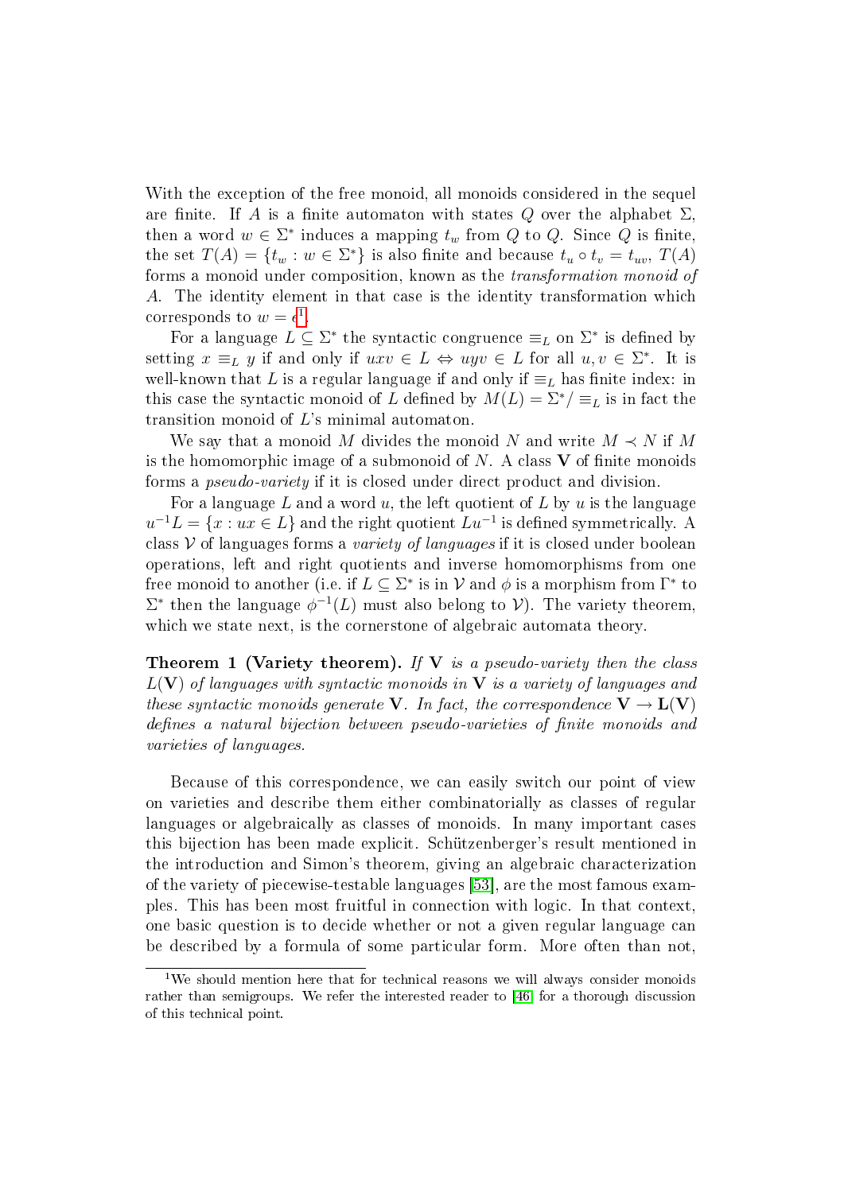With the exception of the free monoid, all monoids considered in the sequel are finite. If $A$ is a finite automaton with states $Q$ over the alphabet $\Sigma$, then a word $w \in \Sigma^*$ induces a mapping $t_w$ from $Q$ to $Q$. Since $Q$ is finite, the set $T(A) = \{t_w : w \in \Sigma^*\}$ is also finite and because $t_u \circ t_v = t_{uv}$, $T(A)$ forms a monoid under composition, known as the *transformation monoid of* $A$. The identity element in that case is the identity transformation which corresponds to $w = \epsilon$[1].

For a language $L \subseteq \Sigma^*$ the syntactic congruence $\equiv_L$ on $\Sigma^*$ is defined by setting $x \equiv_L y$ if and only if $uxv \in L \Leftrightarrow uyv \in L$ for all $u, v \in \Sigma^*$. It is well-known that $L$ is a regular language if and only if $\equiv_L$ has finite index: in this case the syntactic monoid of $L$ defined by $M(L) = \Sigma^* / \equiv_L$ is in fact the transition monoid of $L$'s minimal automaton.

We say that a monoid $M$ divides the monoid $N$ and write $M \prec N$ if $M$ is the homomorphic image of a submonoid of $N$. A class $\mathbf{V}$ of finite monoids forms a *pseudo-variety* if it is closed under direct product and division.

For a language $L$ and a word $u$, the left quotient of $L$ by $u$ is the language $u^{-1}L = \{x : ux \in L\}$ and the right quotient $Lu^{-1}$ is defined symmetrically. A class $\mathcal{V}$ of languages forms a *variety of languages* if it is closed under boolean operations, left and right quotients and inverse homomorphisms from one free monoid to another (i.e. if $L \subseteq \Sigma^*$ is in $\mathcal{V}$ and $\phi$ is a morphism from $\Gamma^*$ to $\Sigma^*$ then the language $\phi^{-1}(L)$ must also belong to $\mathcal{V}$). The variety theorem, which we state next, is the cornerstone of algebraic automata theory.

**Theorem 1 (Variety theorem).** *If $\mathbf{V}$ is a pseudo-variety then the class $L(\mathbf{V})$ of languages with syntactic monoids in $\mathbf{V}$ is a variety of languages and these syntactic monoids generate $\mathbf{V}$. In fact, the correspondence $\mathbf{V} \to \mathbf{L}(\mathbf{V})$ defines a natural bijection between pseudo-varieties of finite monoids and varieties of languages.*

Because of this correspondence, we can easily switch our point of view on varieties and describe them either combinatorially as classes of regular languages or algebraically as classes of monoids. In many important cases this bijection has been made explicit. Schützenberger's result mentioned in the introduction and Simon's theorem, giving an algebraic characterization of the variety of piecewise-testable languages [53], are the most famous examples. This has been most fruitful in connection with logic. In that context, one basic question is to decide whether or not a given regular language can be described by a formula of some particular form. More often than not,

[1] We should mention here that for technical reasons we will always consider monoids rather than semigroups. We refer the interested reader to [46] for a thorough discussion of this technical point.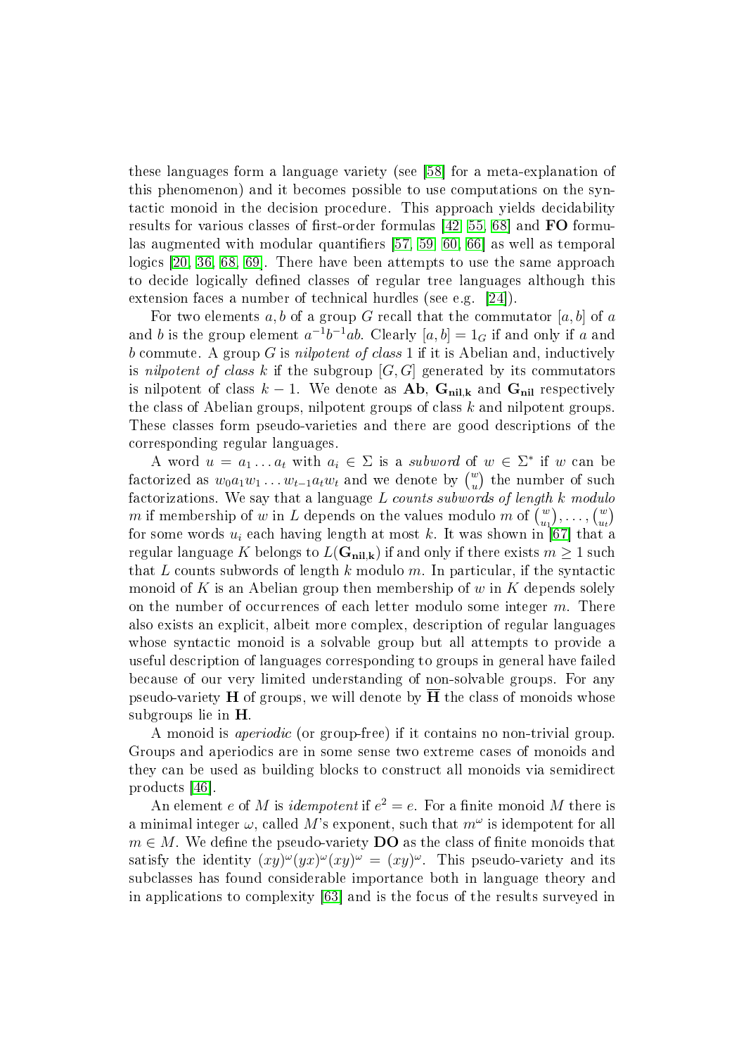these languages form a language variety (see [58] for a meta-explanation of this phenomenon) and it becomes possible to use computations on the syntactic monoid in the decision procedure. This approach yields decidability results for various classes of first-order formulas [42, 55, 68] and **FO** formulas augmented with modular quantifiers [57, 59, 60, 66] as well as temporal logics [20, 36, 68, 69]. There have been attempts to use the same approach to decide logically defined classes of regular tree languages although this extension faces a number of technical hurdles (see e.g. [24]).

For two elements $a, b$ of a group $G$ recall that the commutator $[a, b]$ of $a$ and $b$ is the group element $a^{-1}b^{-1}ab$. Clearly $[a, b] = 1_G$ if and only if $a$ and $b$ commute. A group $G$ is *nilpotent of class* 1 if it is Abelian and, inductively is *nilpotent of class* $k$ if the subgroup $[G, G]$ generated by its commutators is nilpotent of class $k - 1$. We denote as $\mathbf{Ab}$, $\mathbf{G_{nil,k}}$ and $\mathbf{G_{nil}}$ respectively the class of Abelian groups, nilpotent groups of class $k$ and nilpotent groups. These classes form pseudo-varieties and there are good descriptions of the corresponding regular languages.

A word $u = a_1 \dots a_t$ with $a_i \in \Sigma$ is a *subword* of $w \in \Sigma^*$ if $w$ can be factorized as $w_0 a_1 w_1 \dots w_{t-1} a_t w_t$ and we denote by $\binom{w}{u}$ the number of such factorizations. We say that a language $L$ *counts subwords of length* $k$ *modulo* $m$ if membership of $w$ in $L$ depends on the values modulo $m$ of $\binom{w}{u_1}, \dots, \binom{w}{u_t}$ for some words $u_i$ each having length at most $k$. It was shown in [67] that a regular language $K$ belongs to $L(\mathbf{G_{nil,k}})$ if and only if there exists $m \geq 1$ such that $L$ counts subwords of length $k$ modulo $m$. In particular, if the syntactic monoid of $K$ is an Abelian group then membership of $w$ in $K$ depends solely on the number of occurrences of each letter modulo some integer $m$. There also exists an explicit, albeit more complex, description of regular languages whose syntactic monoid is a solvable group but all attempts to provide a useful description of languages corresponding to groups in general have failed because of our very limited understanding of non-solvable groups. For any pseudo-variety $\mathbf{H}$ of groups, we will denote by $\overline{\mathbf{H}}$ the class of monoids whose subgroups lie in $\mathbf{H}$.

A monoid is *aperiodic* (or group-free) if it contains no non-trivial group. Groups and aperiodics are in some sense two extreme cases of monoids and they can be used as building blocks to construct all monoids via semidirect products [46].

An element $e$ of $M$ is *idempotent* if $e^2 = e$. For a finite monoid $M$ there is a minimal integer $\omega$, called $M$'s exponent, such that $m^\omega$ is idempotent for all $m \in M$. We define the pseudo-variety $\mathbf{DO}$ as the class of finite monoids that satisfy the identity $(xy)^\omega (yx)^\omega (xy)^\omega = (xy)^\omega$. This pseudo-variety and its subclasses has found considerable importance both in language theory and in applications to complexity [63] and is the focus of the results surveyed in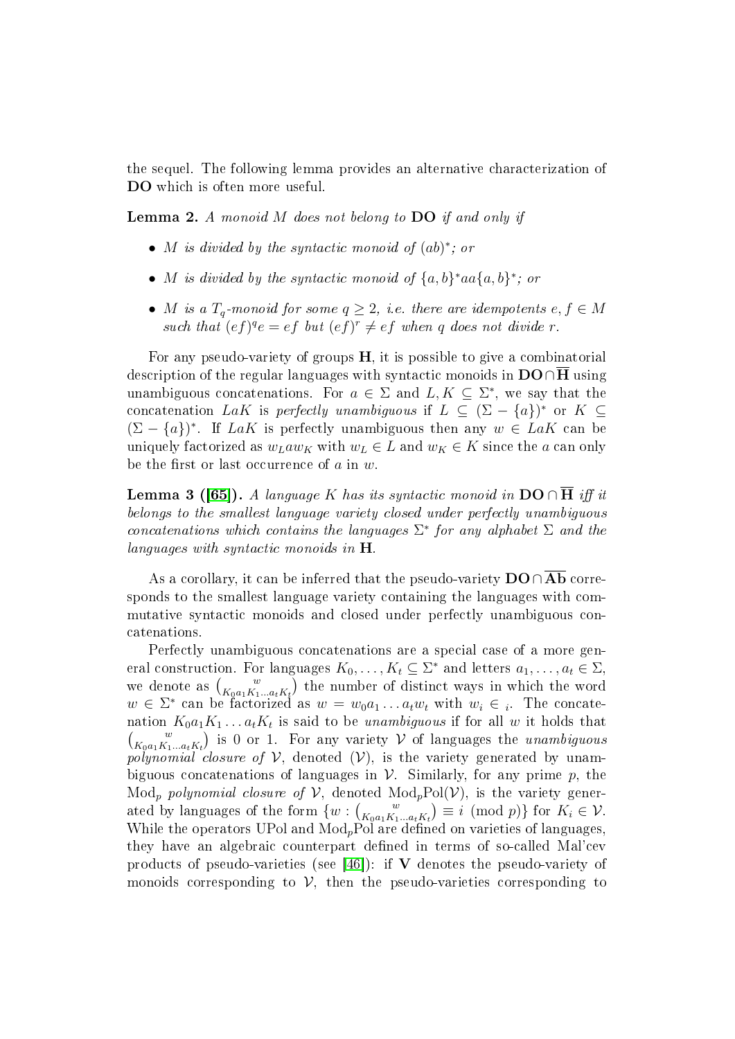the sequel. The following lemma provides an alternative characterization of **DO** which is often more useful.

**Lemma 2.** *A monoid $M$ does not belong to* **DO** *if and only if*

- *$M$ is divided by the syntactic monoid of $(ab)^*$; or*
- *$M$ is divided by the syntactic monoid of $\{a,b\}^*aa\{a,b\}^*$; or*
- *$M$ is a $T_q$-monoid for some $q \geq 2$, i.e. there are idempotents $e, f \in M$ such that $(ef)^q e = ef$ but $(ef)^r \neq ef$ when $q$ does not divide $r$.*

For any pseudo-variety of groups **H**, it is possible to give a combinatorial description of the regular languages with syntactic monoids in $\mathbf{DO} \cap \overline{\mathbf{H}}$ using unambiguous concatenations. For $a \in \Sigma$ and $L, K \subseteq \Sigma^*$, we say that the concatenation $LaK$ is *perfectly unambiguous* if $L \subseteq (\Sigma - \{a\})^*$ or $K \subseteq (\Sigma - \{a\})^*$. If $LaK$ is perfectly unambiguous then any $w \in LaK$ can be uniquely factorized as $w_L a w_K$ with $w_L \in L$ and $w_K \in K$ since the $a$ can only be the first or last occurrence of $a$ in $w$.

**Lemma 3 ([65]).** *A language $K$ has its syntactic monoid in $\mathbf{DO} \cap \overline{\mathbf{H}}$ iff it belongs to the smallest language variety closed under perfectly unambiguous concatenations which contains the languages $\Sigma^*$ for any alphabet $\Sigma$ and the languages with syntactic monoids in* **H**.

As a corollary, it can be inferred that the pseudo-variety $\mathbf{DO} \cap \overline{\mathbf{Ab}}$ corresponds to the smallest language variety containing the languages with commutative syntactic monoids and closed under perfectly unambiguous concatenations.

Perfectly unambiguous concatenations are a special case of a more general construction. For languages $K_0, \ldots, K_t \subseteq \Sigma^*$ and letters $a_1, \ldots, a_t \in \Sigma$, we denote as $\binom{w}{K_0 a_1 K_1 \ldots a_t K_t}$ the number of distinct ways in which the word $w \in \Sigma^*$ can be factorized as $w = w_0 a_1 \ldots a_t w_t$ with $w_i \in {}_i$. The concatenation $K_0 a_1 K_1 \ldots a_t K_t$ is said to be *unambiguous* if for all $w$ it holds that $\binom{w}{K_0 a_1 K_1 \ldots a_t K_t}$ is 0 or 1. For any variety $\mathcal{V}$ of languages the *unambiguous polynomial closure of $\mathcal{V}$*, denoted $(\mathcal{V})$, is the variety generated by unambiguous concatenations of languages in $\mathcal{V}$. Similarly, for any prime $p$, the $\mathrm{Mod}_p$ *polynomial closure of $\mathcal{V}$*, denoted $\mathrm{Mod}_p\mathrm{Pol}(\mathcal{V})$, is the variety generated by languages of the form $\{w : \binom{w}{K_0 a_1 K_1 \ldots a_t K_t} \equiv i \pmod{p}\}$ for $K_i \in \mathcal{V}$. While the operators UPol and $\mathrm{Mod}_p\mathrm{Pol}$ are defined on varieties of languages, they have an algebraic counterpart defined in terms of so-called Mal'cev products of pseudo-varieties (see [46]): if **V** denotes the pseudo-variety of monoids corresponding to $\mathcal{V}$, then the pseudo-varieties corresponding to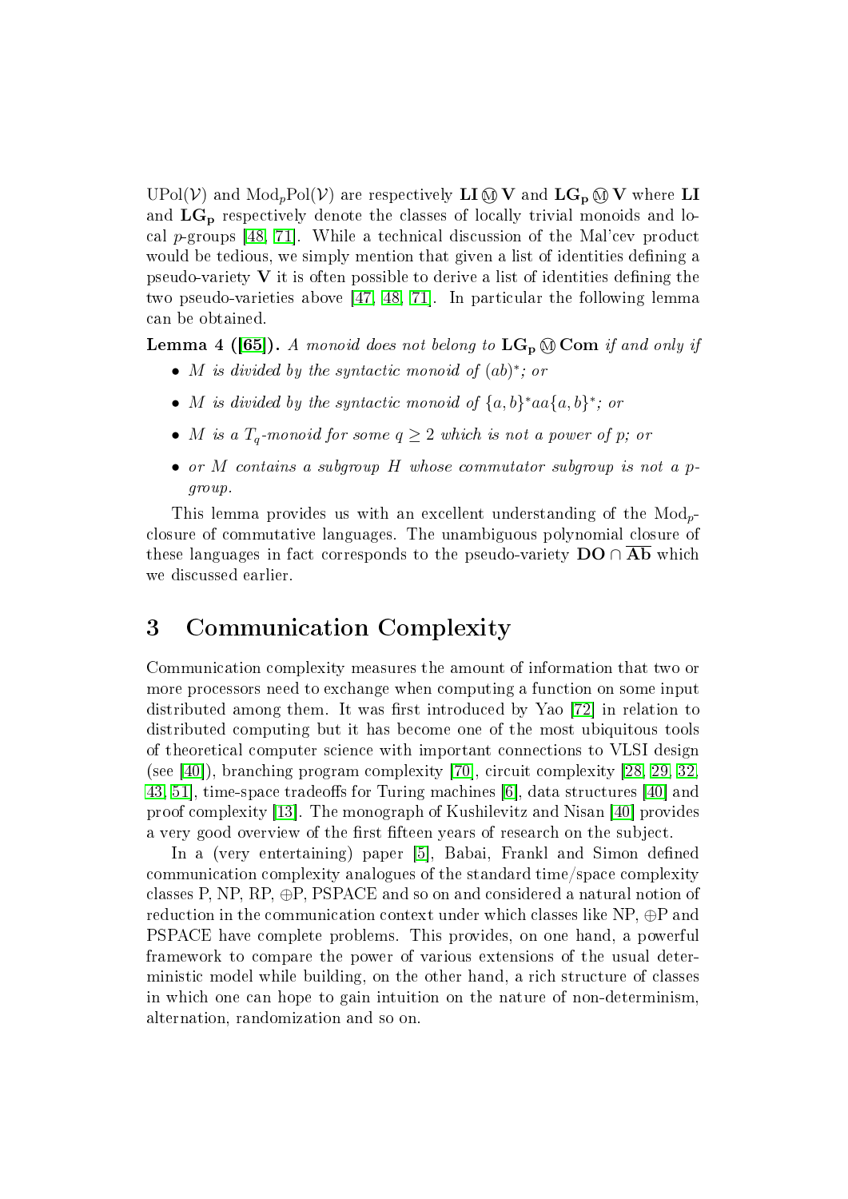$\mathrm{UPol}(\mathcal{V})$ and $\mathrm{Mod}_p\mathrm{Pol}(\mathcal{V})$ are respectively $\mathbf{LI} ⓜ \mathbf{V}$ and $\mathbf{LG_p} ⓜ \mathbf{V}$ where $\mathbf{LI}$ and $\mathbf{LG_p}$ respectively denote the classes of locally trivial monoids and local $p$-groups [48, 71]. While a technical discussion of the Mal'cev product would be tedious, we simply mention that given a list of identities defining a pseudo-variety $\mathbf{V}$ it is often possible to derive a list of identities defining the two pseudo-varieties above [47, 48, 71]. In particular the following lemma can be obtained.

**Lemma 4 ([65]).** *A monoid does not belong to $\mathbf{LG_p} ⓜ \mathbf{Com}$ if and only if*

- *$M$ is divided by the syntactic monoid of $(ab)^*$; or*
- *$M$ is divided by the syntactic monoid of $\{a, b\}^*aa\{a, b\}^*$; or*
- *$M$ is a $T_q$-monoid for some $q \geq 2$ which is not a power of $p$; or*
- *or $M$ contains a subgroup $H$ whose commutator subgroup is not a $p$-group.*

This lemma provides us with an excellent understanding of the $\mathrm{Mod}_p$-closure of commutative languages. The unambiguous polynomial closure of these languages in fact corresponds to the pseudo-variety $\mathbf{DO} \cap \overline{\mathbf{Ab}}$ which we discussed earlier.

# 3 Communication Complexity

Communication complexity measures the amount of information that two or more processors need to exchange when computing a function on some input distributed among them. It was first introduced by Yao [72] in relation to distributed computing but it has become one of the most ubiquitous tools of theoretical computer science with important connections to VLSI design (see [40]), branching program complexity [70], circuit complexity [28, 29, 32, 43, 51], time-space tradeoffs for Turing machines [6], data structures [40] and proof complexity [13]. The monograph of Kushilevitz and Nisan [40] provides a very good overview of the first fifteen years of research on the subject.

In a (very entertaining) paper [5], Babai, Frankl and Simon defined communication complexity analogues of the standard time/space complexity classes P, NP, RP, ⊕P, PSPACE and so on and considered a natural notion of reduction in the communication context under which classes like NP, ⊕P and PSPACE have complete problems. This provides, on one hand, a powerful framework to compare the power of various extensions of the usual deterministic model while building, on the other hand, a rich structure of classes in which one can hope to gain intuition on the nature of non-determinism, alternation, randomization and so on.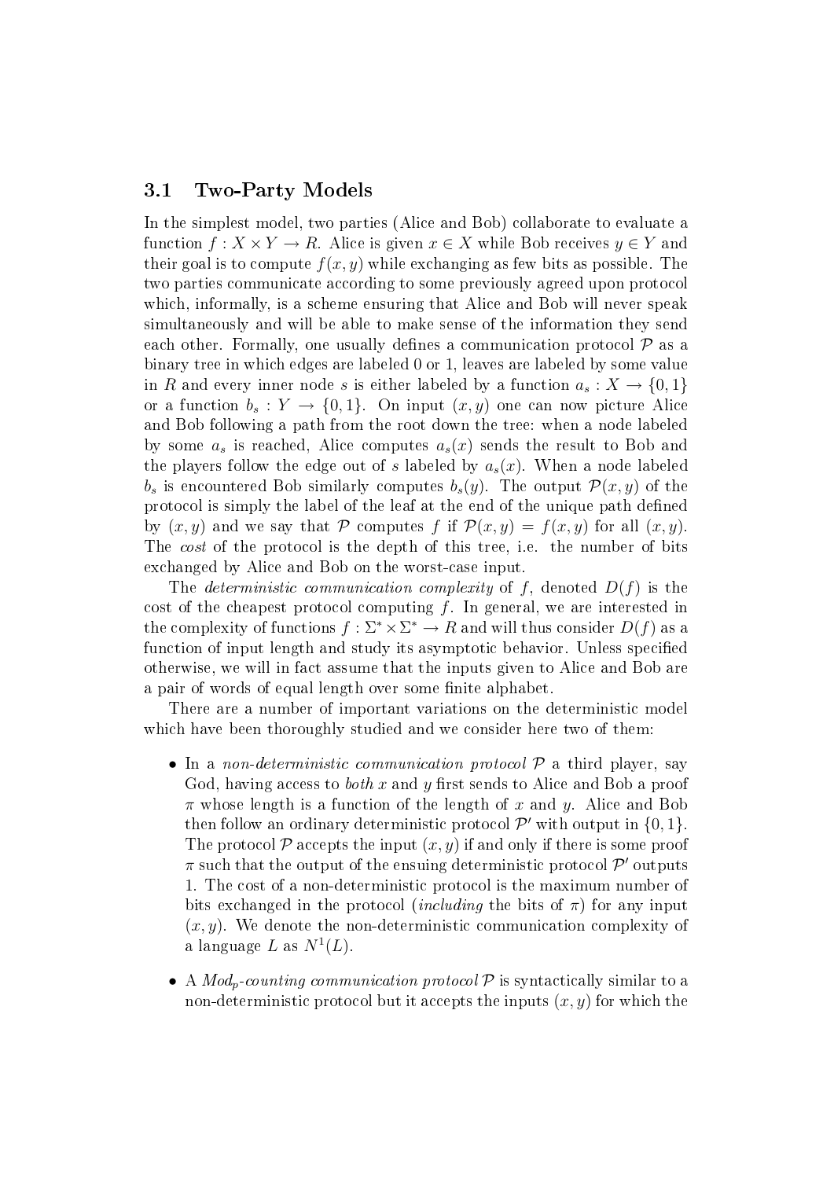### 3.1 Two-Party Models

In the simplest model, two parties (Alice and Bob) collaborate to evaluate a function $f : X \times Y \to R$. Alice is given $x \in X$ while Bob receives $y \in Y$ and their goal is to compute $f(x, y)$ while exchanging as few bits as possible. The two parties communicate according to some previously agreed upon protocol which, informally, is a scheme ensuring that Alice and Bob will never speak simultaneously and will be able to make sense of the information they send each other. Formally, one usually defines a communication protocol $\mathcal{P}$ as a binary tree in which edges are labeled 0 or 1, leaves are labeled by some value in $R$ and every inner node $s$ is either labeled by a function $a_s : X \to \{0, 1\}$ or a function $b_s : Y \to \{0, 1\}$. On input $(x, y)$ one can now picture Alice and Bob following a path from the root down the tree: when a node labeled by some $a_s$ is reached, Alice computes $a_s(x)$ sends the result to Bob and the players follow the edge out of $s$ labeled by $a_s(x)$. When a node labeled $b_s$ is encountered Bob similarly computes $b_s(y)$. The output $\mathcal{P}(x, y)$ of the protocol is simply the label of the leaf at the end of the unique path defined by $(x, y)$ and we say that $\mathcal{P}$ computes $f$ if $\mathcal{P}(x, y) = f(x, y)$ for all $(x, y)$. The *cost* of the protocol is the depth of this tree, i.e. the number of bits exchanged by Alice and Bob on the worst-case input.

The *deterministic communication complexity* of $f$, denoted $D(f)$ is the cost of the cheapest protocol computing $f$. In general, we are interested in the complexity of functions $f : \Sigma^* \times \Sigma^* \to R$ and will thus consider $D(f)$ as a function of input length and study its asymptotic behavior. Unless specified otherwise, we will in fact assume that the inputs given to Alice and Bob are a pair of words of equal length over some finite alphabet.

There are a number of important variations on the deterministic model which have been thoroughly studied and we consider here two of them:

- In a *non-deterministic communication protocol* $\mathcal{P}$ a third player, say God, having access to *both* $x$ and $y$ first sends to Alice and Bob a proof $\pi$ whose length is a function of the length of $x$ and $y$. Alice and Bob then follow an ordinary deterministic protocol $\mathcal{P}'$ with output in $\{0, 1\}$. The protocol $\mathcal{P}$ accepts the input $(x, y)$ if and only if there is some proof $\pi$ such that the output of the ensuing deterministic protocol $\mathcal{P}'$ outputs 1. The cost of a non-deterministic protocol is the maximum number of bits exchanged in the protocol (*including* the bits of $\pi$) for any input $(x, y)$. We denote the non-deterministic communication complexity of a language $L$ as $N^1(L)$.

- A *Mod$_p$-counting communication protocol* $\mathcal{P}$ is syntactically similar to a non-deterministic protocol but it accepts the inputs $(x, y)$ for which the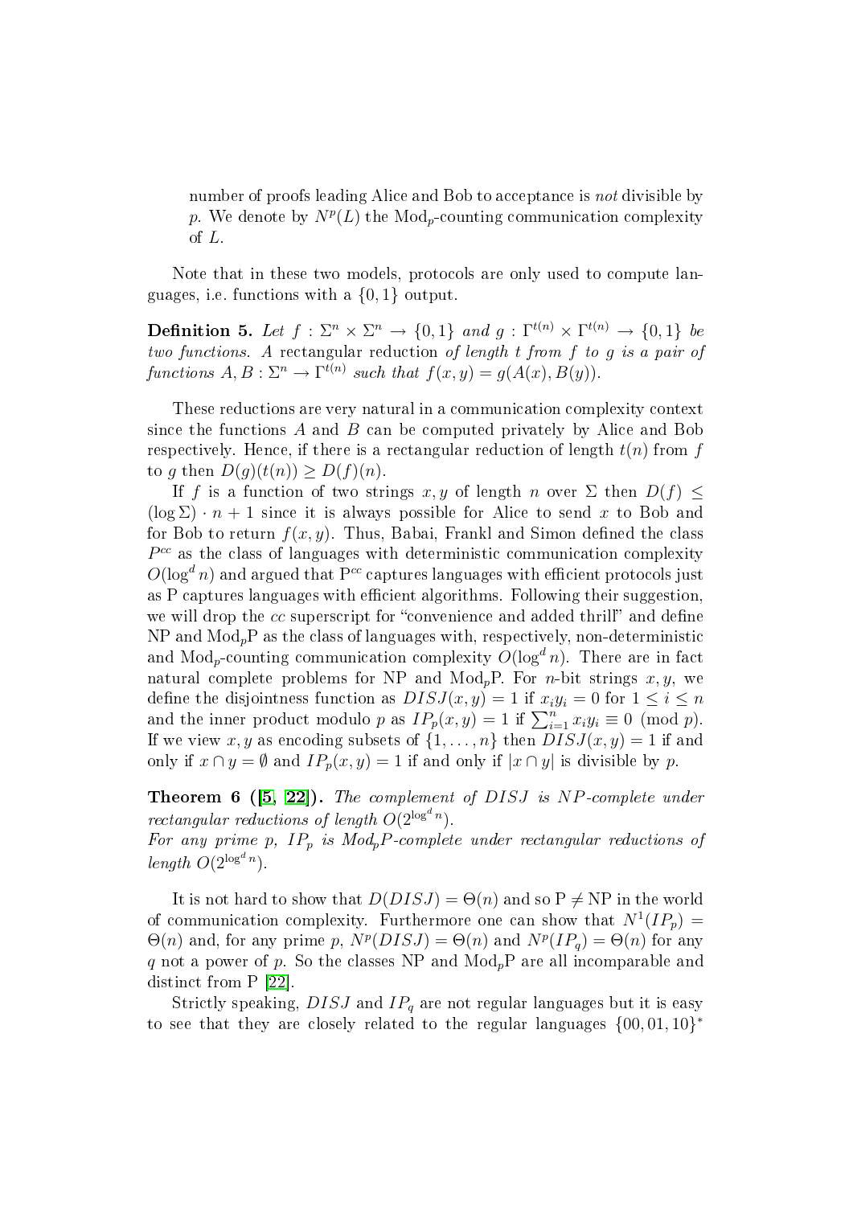number of proofs leading Alice and Bob to acceptance is *not* divisible by $p$. We denote by $N^p(L)$ the $\text{Mod}_p$-counting communication complexity of $L$.

Note that in these two models, protocols are only used to compute languages, i.e. functions with a $\{0,1\}$ output.

**Definition 5.** *Let $f : \Sigma^n \times \Sigma^n \to \{0,1\}$ and $g : \Gamma^{t(n)} \times \Gamma^{t(n)} \to \{0,1\}$ be two functions. A* rectangular reduction *of length $t$ from $f$ to $g$ is a pair of functions $A, B : \Sigma^n \to \Gamma^{t(n)}$ such that $f(x,y) = g(A(x), B(y))$.*

These reductions are very natural in a communication complexity context since the functions $A$ and $B$ can be computed privately by Alice and Bob respectively. Hence, if there is a rectangular reduction of length $t(n)$ from $f$ to $g$ then $D(g)(t(n)) \geq D(f)(n)$.

If $f$ is a function of two strings $x, y$ of length $n$ over $\Sigma$ then $D(f) \leq (\log \Sigma) \cdot n + 1$ since it is always possible for Alice to send $x$ to Bob and for Bob to return $f(x,y)$. Thus, Babai, Frankl and Simon defined the class $P^{cc}$ as the class of languages with deterministic communication complexity $O(\log^d n)$ and argued that $\text{P}^{cc}$ captures languages with efficient protocols just as P captures languages with efficient algorithms. Following their suggestion, we will drop the $cc$ superscript for "convenience and added thrill" and define NP and $\text{Mod}_p\text{P}$ as the class of languages with, respectively, non-deterministic and $\text{Mod}_p$-counting communication complexity $O(\log^d n)$. There are in fact natural complete problems for NP and $\text{Mod}_p\text{P}$. For $n$-bit strings $x, y$, we define the disjointness function as $DISJ(x,y) = 1$ if $x_i y_i = 0$ for $1 \leq i \leq n$ and the inner product modulo $p$ as $IP_p(x,y) = 1$ if $\sum_{i=1}^{n} x_i y_i \equiv 0 \pmod p$. If we view $x, y$ as encoding subsets of $\{1, \ldots, n\}$ then $DISJ(x,y) = 1$ if and only if $x \cap y = \emptyset$ and $IP_p(x,y) = 1$ if and only if $|x \cap y|$ is divisible by $p$.

**Theorem 6 ([5, 22]).** *The complement of $DISJ$ is $NP$-complete under rectangular reductions of length $O(2^{\log^d n})$.*
*For any prime $p$, $IP_p$ is $\text{Mod}_p\text{P}$-complete under rectangular reductions of length $O(2^{\log^d n})$.*

It is not hard to show that $D(DISJ) = \Theta(n)$ and so $\text{P} \neq \text{NP}$ in the world of communication complexity. Furthermore one can show that $N^1(IP_p) = \Theta(n)$ and, for any prime $p$, $N^p(DISJ) = \Theta(n)$ and $N^p(IP_q) = \Theta(n)$ for any $q$ not a power of $p$. So the classes NP and $\text{Mod}_p\text{P}$ are all incomparable and distinct from P [22].

Strictly speaking, $DISJ$ and $IP_q$ are not regular languages but it is easy to see that they are closely related to the regular languages $\{00, 01, 10\}^*$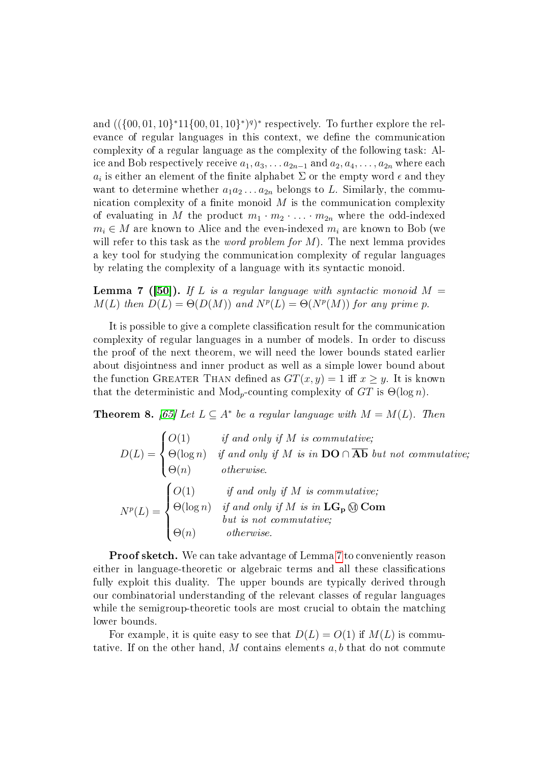and $((\{00, 01, 10\}^*11\{00, 01, 10\}^*)^q)^*$ respectively. To further explore the relevance of regular languages in this context, we define the communication complexity of a regular language as the complexity of the following task: Alice and Bob respectively receive $a_1, a_3, \ldots a_{2n-1}$ and $a_2, a_4, \ldots, a_{2n}$ where each $a_i$ is either an element of the finite alphabet $\Sigma$ or the empty word $\epsilon$ and they want to determine whether $a_1 a_2 \ldots a_{2n}$ belongs to $L$. Similarly, the communication complexity of a finite monoid $M$ is the communication complexity of evaluating in $M$ the product $m_1 \cdot m_2 \cdot \ldots \cdot m_{2n}$ where the odd-indexed $m_i \in M$ are known to Alice and the even-indexed $m_i$ are known to Bob (we will refer to this task as the *word problem for $M$*). The next lemma provides a key tool for studying the communication complexity of regular languages by relating the complexity of a language with its syntactic monoid.

**Lemma 7 ([50]).** *If $L$ is a regular language with syntactic monoid $M = M(L)$ then $D(L) = \Theta(D(M))$ and $N^p(L) = \Theta(N^p(M))$ for any prime $p$.*

It is possible to give a complete classification result for the communication complexity of regular languages in a number of models. In order to discuss the proof of the next theorem, we will need the lower bounds stated earlier about disjointness and inner product as well as a simple lower bound about the function GREATER THAN defined as $GT(x, y) = 1$ iff $x \geq y$. It is known that the deterministic and $\text{Mod}_p$-counting complexity of $GT$ is $\Theta(\log n)$.

**Theorem 8.** *[65] Let $L \subseteq A^*$ be a regular language with $M = M(L)$. Then*

$$D(L) = \begin{cases} O(1) & \text{if and only if } M \text{ is commutative;} \\ \Theta(\log n) & \text{if and only if } M \text{ is in } \mathbf{DO} \cap \overline{\mathbf{Ab}} \text{ but not commutative;} \\ \Theta(n) & \text{otherwise.} \end{cases}$$

$$N^p(L) = \begin{cases} O(1) & \text{if and only if } M \text{ is commutative;} \\ \Theta(\log n) & \text{if and only if } M \text{ is in } \mathbf{LG_p} \circledM \mathbf{Com} \\ & \text{but is not commutative;} \\ \Theta(n) & \text{otherwise.} \end{cases}$$

**Proof sketch.** We can take advantage of Lemma 7 to conveniently reason either in language-theoretic or algebraic terms and all these classifications fully exploit this duality. The upper bounds are typically derived through our combinatorial understanding of the relevant classes of regular languages while the semigroup-theoretic tools are most crucial to obtain the matching lower bounds.

For example, it is quite easy to see that $D(L) = O(1)$ if $M(L)$ is commutative. If on the other hand, $M$ contains elements $a, b$ that do not commute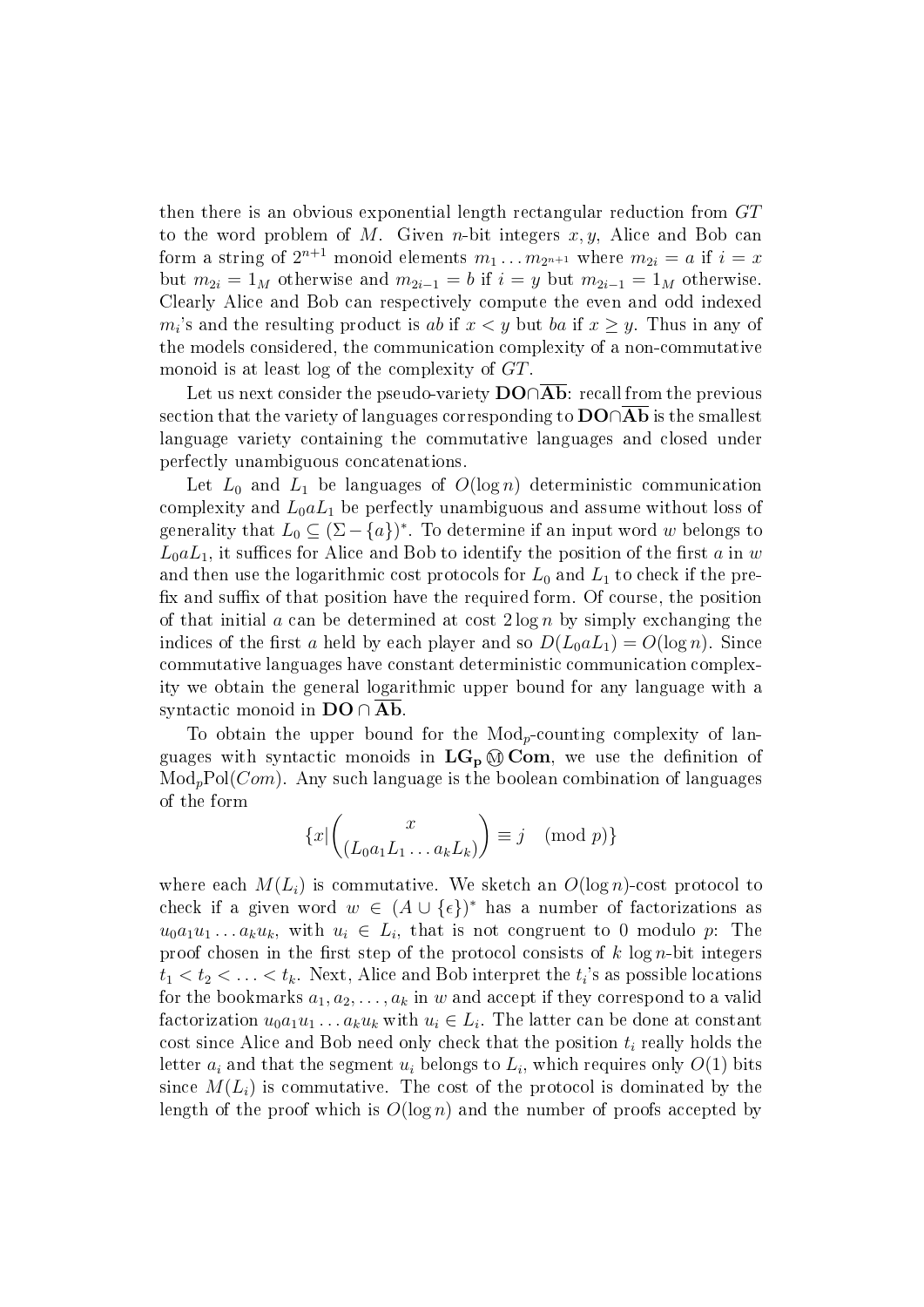then there is an obvious exponential length rectangular reduction from $GT$ to the word problem of $M$. Given $n$-bit integers $x, y$, Alice and Bob can form a string of $2^{n+1}$ monoid elements $m_1 \dots m_{2^{n+1}}$ where $m_{2i} = a$ if $i = x$ but $m_{2i} = 1_M$ otherwise and $m_{2i-1} = b$ if $i = y$ but $m_{2i-1} = 1_M$ otherwise. Clearly Alice and Bob can respectively compute the even and odd indexed $m_i$'s and the resulting product is $ab$ if $x < y$ but $ba$ if $x \geq y$. Thus in any of the models considered, the communication complexity of a non-commutative monoid is at least log of the complexity of $GT$.

Let us next consider the pseudo-variety $\mathbf{DO} \cap \overline{\mathbf{Ab}}$: recall from the previous section that the variety of languages corresponding to $\mathbf{DO} \cap \overline{\mathbf{Ab}}$ is the smallest language variety containing the commutative languages and closed under perfectly unambiguous concatenations.

Let $L_0$ and $L_1$ be languages of $O(\log n)$ deterministic communication complexity and $L_0 a L_1$ be perfectly unambiguous and assume without loss of generality that $L_0 \subseteq (\Sigma - \{a\})^*$. To determine if an input word $w$ belongs to $L_0 a L_1$, it suffices for Alice and Bob to identify the position of the first $a$ in $w$ and then use the logarithmic cost protocols for $L_0$ and $L_1$ to check if the prefix and suffix of that position have the required form. Of course, the position of that initial $a$ can be determined at cost $2 \log n$ by simply exchanging the indices of the first $a$ held by each player and so $D(L_0 a L_1) = O(\log n)$. Since commutative languages have constant deterministic communication complexity we obtain the general logarithmic upper bound for any language with a syntactic monoid in $\mathbf{DO} \cap \overline{\mathbf{Ab}}$.

To obtain the upper bound for the $\mathrm{Mod}_p$-counting complexity of languages with syntactic monoids in $\mathbf{LG_p} \circledS \mathbf{Com}$, we use the definition of $\mathrm{Mod}_p\mathrm{Pol}(Com)$. Any such language is the boolean combination of languages of the form

$$\{x | \binom{x}{(L_0 a_1 L_1 \dots a_k L_k)} \equiv j \pmod{p}\}$$

where each $M(L_i)$ is commutative. We sketch an $O(\log n)$-cost protocol to check if a given word $w \in (A \cup \{\epsilon\})^*$ has a number of factorizations as $u_0 a_1 u_1 \dots a_k u_k$, with $u_i \in L_i$, that is not congruent to 0 modulo $p$: The proof chosen in the first step of the protocol consists of $k$ $\log n$-bit integers $t_1 < t_2 < \dots < t_k$. Next, Alice and Bob interpret the $t_i$'s as possible locations for the bookmarks $a_1, a_2, \dots, a_k$ in $w$ and accept if they correspond to a valid factorization $u_0 a_1 u_1 \dots a_k u_k$ with $u_i \in L_i$. The latter can be done at constant cost since Alice and Bob need only check that the position $t_i$ really holds the letter $a_i$ and that the segment $u_i$ belongs to $L_i$, which requires only $O(1)$ bits since $M(L_i)$ is commutative. The cost of the protocol is dominated by the length of the proof which is $O(\log n)$ and the number of proofs accepted by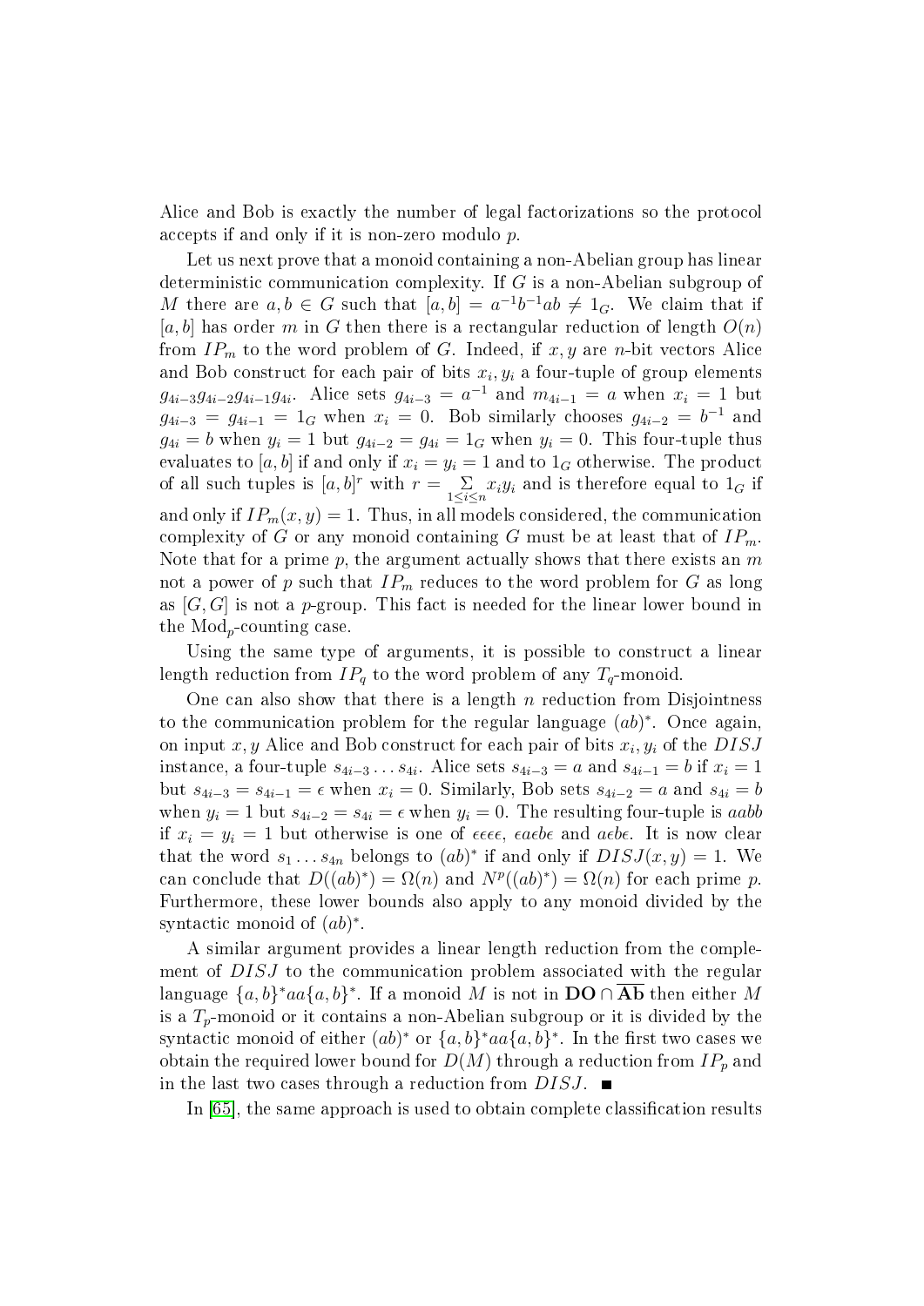Alice and Bob is exactly the number of legal factorizations so the protocol accepts if and only if it is non-zero modulo $p$.

Let us next prove that a monoid containing a non-Abelian group has linear deterministic communication complexity. If $G$ is a non-Abelian subgroup of $M$ there are $a, b \in G$ such that $[a, b] = a^{-1}b^{-1}ab \neq 1_G$. We claim that if $[a, b]$ has order $m$ in $G$ then there is a rectangular reduction of length $O(n)$ from $IP_m$ to the word problem of $G$. Indeed, if $x, y$ are $n$-bit vectors Alice and Bob construct for each pair of bits $x_i, y_i$ a four-tuple of group elements $g_{4i-3}g_{4i-2}g_{4i-1}g_{4i}$. Alice sets $g_{4i-3} = a^{-1}$ and $m_{4i-1} = a$ when $x_i = 1$ but $g_{4i-3} = g_{4i-1} = 1_G$ when $x_i = 0$. Bob similarly chooses $g_{4i-2} = b^{-1}$ and $g_{4i} = b$ when $y_i = 1$ but $g_{4i-2} = g_{4i} = 1_G$ when $y_i = 0$. This four-tuple thus evaluates to $[a, b]$ if and only if $x_i = y_i = 1$ and to $1_G$ otherwise. The product of all such tuples is $[a, b]^r$ with $r = \sum_{1 \leq i \leq n} x_i y_i$ and is therefore equal to $1_G$ if and only if $IP_m(x, y) = 1$. Thus, in all models considered, the communication complexity of $G$ or any monoid containing $G$ must be at least that of $IP_m$. Note that for a prime $p$, the argument actually shows that there exists an $m$ not a power of $p$ such that $IP_m$ reduces to the word problem for $G$ as long as $[G, G]$ is not a $p$-group. This fact is needed for the linear lower bound in the $\text{Mod}_p$-counting case.

Using the same type of arguments, it is possible to construct a linear length reduction from $IP_q$ to the word problem of any $T_q$-monoid.

One can also show that there is a length $n$ reduction from Disjointness to the communication problem for the regular language $(ab)^*$. Once again, on input $x, y$ Alice and Bob construct for each pair of bits $x_i, y_i$ of the $DISJ$ instance, a four-tuple $s_{4i-3} \dots s_{4i}$. Alice sets $s_{4i-3} = a$ and $s_{4i-1} = b$ if $x_i = 1$ but $s_{4i-3} = s_{4i-1} = \epsilon$ when $x_i = 0$. Similarly, Bob sets $s_{4i-2} = a$ and $s_{4i} = b$ when $y_i = 1$ but $s_{4i-2} = s_{4i} = \epsilon$ when $y_i = 0$. The resulting four-tuple is $aabb$ if $x_i = y_i = 1$ but otherwise is one of $\epsilon\epsilon\epsilon\epsilon$, $\epsilon a \epsilon b \epsilon$ and $a \epsilon b \epsilon$. It is now clear that the word $s_1 \dots s_{4n}$ belongs to $(ab)^*$ if and only if $DISJ(x, y) = 1$. We can conclude that $D((ab)^*) = \Omega(n)$ and $N^p((ab)^*) = \Omega(n)$ for each prime $p$. Furthermore, these lower bounds also apply to any monoid divided by the syntactic monoid of $(ab)^*$.

A similar argument provides a linear length reduction from the complement of $DISJ$ to the communication problem associated with the regular language $\{a, b\}^*aa\{a, b\}^*$. If a monoid $M$ is not in $\mathbf{DO} \cap \overline{\mathbf{Ab}}$ then either $M$ is a $T_p$-monoid or it contains a non-Abelian subgroup or it is divided by the syntactic monoid of either $(ab)^*$ or $\{a, b\}^*aa\{a, b\}^*$. In the first two cases we obtain the required lower bound for $D(M)$ through a reduction from $IP_p$ and in the last two cases through a reduction from $DISJ$. ∎

In [65], the same approach is used to obtain complete classification results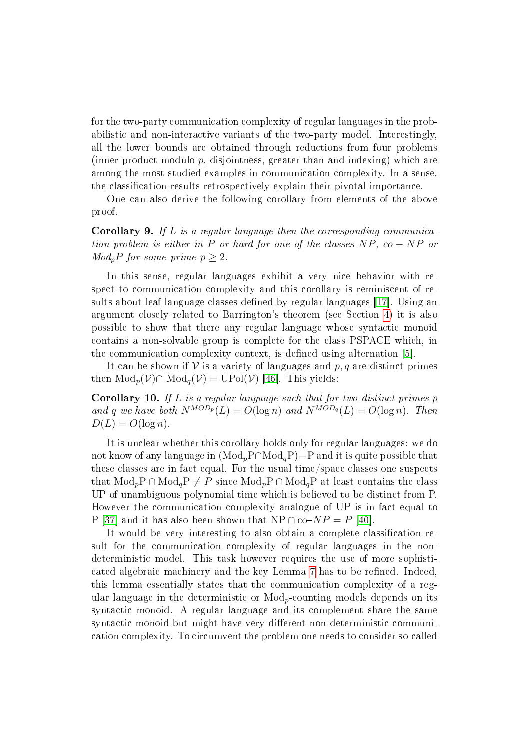for the two-party communication complexity of regular languages in the probabilistic and non-interactive variants of the two-party model. Interestingly, all the lower bounds are obtained through reductions from four problems (inner product modulo $p$, disjointness, greater than and indexing) which are among the most-studied examples in communication complexity. In a sense, the classification results retrospectively explain their pivotal importance.

One can also derive the following corollary from elements of the above proof.

**Corollary 9.** *If $L$ is a regular language then the corresponding communication problem is either in $P$ or hard for one of the classes $NP$, $co-NP$ or $Mod_pP$ for some prime $p \geq 2$.*

In this sense, regular languages exhibit a very nice behavior with respect to communication complexity and this corollary is reminiscent of results about leaf language classes defined by regular languages [17]. Using an argument closely related to Barrington's theorem (see Section 4) it is also possible to show that there any regular language whose syntactic monoid contains a non-solvable group is complete for the class PSPACE which, in the communication complexity context, is defined using alternation [5].

It can be shown if $\mathcal{V}$ is a variety of languages and $p, q$ are distinct primes then $\mathrm{Mod}_p(\mathcal{V}) \cap \mathrm{Mod}_q(\mathcal{V}) = \mathrm{UPol}(\mathcal{V})$ [46]. This yields:

**Corollary 10.** *If $L$ is a regular language such that for two distinct primes $p$ and $q$ we have both $N^{MOD_p}(L) = O(\log n)$ and $N^{MOD_q}(L) = O(\log n)$. Then $D(L) = O(\log n)$.*

It is unclear whether this corollary holds only for regular languages: we do not know of any language in $(\mathrm{Mod}_p\mathrm{P} \cap \mathrm{Mod}_q\mathrm{P}) - \mathrm{P}$ and it is quite possible that these classes are in fact equal. For the usual time/space classes one suspects that $\mathrm{Mod}_p\mathrm{P} \cap \mathrm{Mod}_q\mathrm{P} \neq P$ since $\mathrm{Mod}_p\mathrm{P} \cap \mathrm{Mod}_q\mathrm{P}$ at least contains the class UP of unambiguous polynomial time which is believed to be distinct from P. However the communication complexity analogue of UP is in fact equal to P [37] and it has also been shown that $\mathrm{NP} \cap \mathrm{co}{-}NP = P$ [40].

It would be very interesting to also obtain a complete classification result for the communication complexity of regular languages in the non-deterministic model. This task however requires the use of more sophisticated algebraic machinery and the key Lemma 7 has to be refined. Indeed, this lemma essentially states that the communication complexity of a regular language in the deterministic or $\mathrm{Mod}_p$-counting models depends on its syntactic monoid. A regular language and its complement share the same syntactic monoid but might have very different non-deterministic communication complexity. To circumvent the problem one needs to consider so-called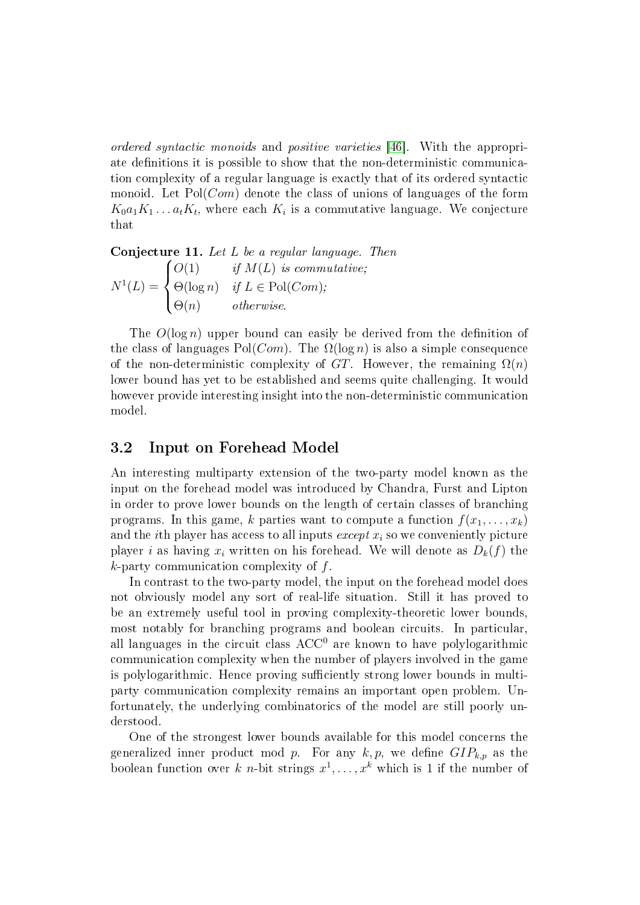*ordered syntactic monoids* and *positive varieties* [46]. With the appropriate definitions it is possible to show that the non-deterministic communication complexity of a regular language is exactly that of its ordered syntactic monoid. Let $\mathrm{Pol}(Com)$ denote the class of unions of languages of the form $K_0 a_1 K_1 \ldots a_t K_t$, where each $K_i$ is a commutative language. We conjecture that

**Conjecture 11.** *Let $L$ be a regular language. Then*

$$N^1(L) = \begin{cases} O(1) & \text{if } M(L) \text{ is commutative;} \\ \Theta(\log n) & \text{if } L \in \mathrm{Pol}(Com); \\ \Theta(n) & \text{otherwise.} \end{cases}$$

The $O(\log n)$ upper bound can easily be derived from the definition of the class of languages $\mathrm{Pol}(Com)$. The $\Omega(\log n)$ is also a simple consequence of the non-deterministic complexity of $GT$. However, the remaining $\Omega(n)$ lower bound has yet to be established and seems quite challenging. It would however provide interesting insight into the non-deterministic communication model.

## 3.2 Input on Forehead Model

An interesting multiparty extension of the two-party model known as the input on the forehead model was introduced by Chandra, Furst and Lipton in order to prove lower bounds on the length of certain classes of branching programs. In this game, $k$ parties want to compute a function $f(x_1, \ldots, x_k)$ and the $i$th player has access to all inputs *except* $x_i$ so we conveniently picture player $i$ as having $x_i$ written on his forehead. We will denote as $D_k(f)$ the $k$-party communication complexity of $f$.

In contrast to the two-party model, the input on the forehead model does not obviously model any sort of real-life situation. Still it has proved to be an extremely useful tool in proving complexity-theoretic lower bounds, most notably for branching programs and boolean circuits. In particular, all languages in the circuit class $\mathrm{ACC}^0$ are known to have polylogarithmic communication complexity when the number of players involved in the game is polylogarithmic. Hence proving sufficiently strong lower bounds in multiparty communication complexity remains an important open problem. Unfortunately, the underlying combinatorics of the model are still poorly understood.

One of the strongest lower bounds available for this model concerns the generalized inner product mod $p$. For any $k, p$, we define $GIP_{k,p}$ as the boolean function over $k$ $n$-bit strings $x^1, \ldots, x^k$ which is 1 if the number of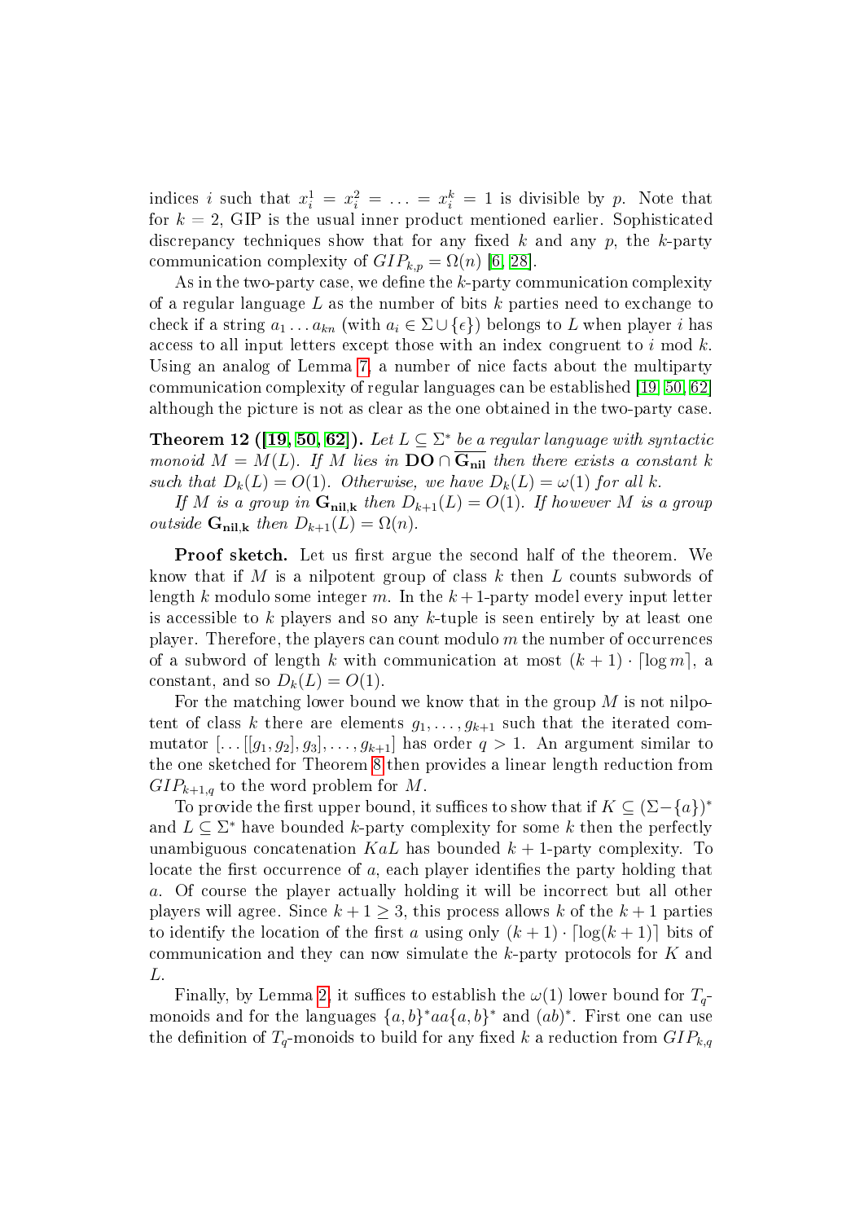indices $i$ such that $x_i^1 = x_i^2 = \ldots = x_i^k = 1$ is divisible by $p$. Note that for $k = 2$, GIP is the usual inner product mentioned earlier. Sophisticated discrepancy techniques show that for any fixed $k$ and any $p$, the $k$-party communication complexity of $GIP_{k,p} = \Omega(n)$ [6, 28].

As in the two-party case, we define the $k$-party communication complexity of a regular language $L$ as the number of bits $k$ parties need to exchange to check if a string $a_1 \ldots a_{kn}$ (with $a_i \in \Sigma \cup \{\epsilon\}$) belongs to $L$ when player $i$ has access to all input letters except those with an index congruent to $i$ mod $k$. Using an analog of Lemma 7, a number of nice facts about the multiparty communication complexity of regular languages can be established [19, 50, 62] although the picture is not as clear as the one obtained in the two-party case.

**Theorem 12 ([19, 50, 62]).** *Let $L \subseteq \Sigma^*$ be a regular language with syntactic monoid $M = M(L)$. If $M$ lies in $\mathbf{DO} \cap \overline{\mathbf{G_{nil}}}$ then there exists a constant $k$ such that $D_k(L) = O(1)$. Otherwise, we have $D_k(L) = \omega(1)$ for all $k$.*

*If $M$ is a group in $\mathbf{G_{nil,k}}$ then $D_{k+1}(L) = O(1)$. If however $M$ is a group outside $\mathbf{G_{nil,k}}$ then $D_{k+1}(L) = \Omega(n)$.*

**Proof sketch.** Let us first argue the second half of the theorem. We know that if $M$ is a nilpotent group of class $k$ then $L$ counts subwords of length $k$ modulo some integer $m$. In the $k+1$-party model every input letter is accessible to $k$ players and so any $k$-tuple is seen entirely by at least one player. Therefore, the players can count modulo $m$ the number of occurrences of a subword of length $k$ with communication at most $(k+1) \cdot \lceil \log m \rceil$, a constant, and so $D_k(L) = O(1)$.

For the matching lower bound we know that in the group $M$ is not nilpotent of class $k$ there are elements $g_1, \ldots, g_{k+1}$ such that the iterated commutator $[\ldots[[g_1, g_2], g_3], \ldots, g_{k+1}]$ has order $q > 1$. An argument similar to the one sketched for Theorem 8 then provides a linear length reduction from $GIP_{k+1,q}$ to the word problem for $M$.

To provide the first upper bound, it suffices to show that if $K \subseteq (\Sigma - \{a\})^*$ and $L \subseteq \Sigma^*$ have bounded $k$-party complexity for some $k$ then the perfectly unambiguous concatenation $KaL$ has bounded $k+1$-party complexity. To locate the first occurrence of $a$, each player identifies the party holding that $a$. Of course the player actually holding it will be incorrect but all other players will agree. Since $k+1 \geq 3$, this process allows $k$ of the $k+1$ parties to identify the location of the first $a$ using only $(k+1) \cdot \lceil \log(k+1) \rceil$ bits of communication and they can now simulate the $k$-party protocols for $K$ and $L$.

Finally, by Lemma 2, it suffices to establish the $\omega(1)$ lower bound for $T_q$-monoids and for the languages $\{a, b\}^* aa \{a, b\}^*$ and $(ab)^*$. First one can use the definition of $T_q$-monoids to build for any fixed $k$ a reduction from $GIP_{k,q}$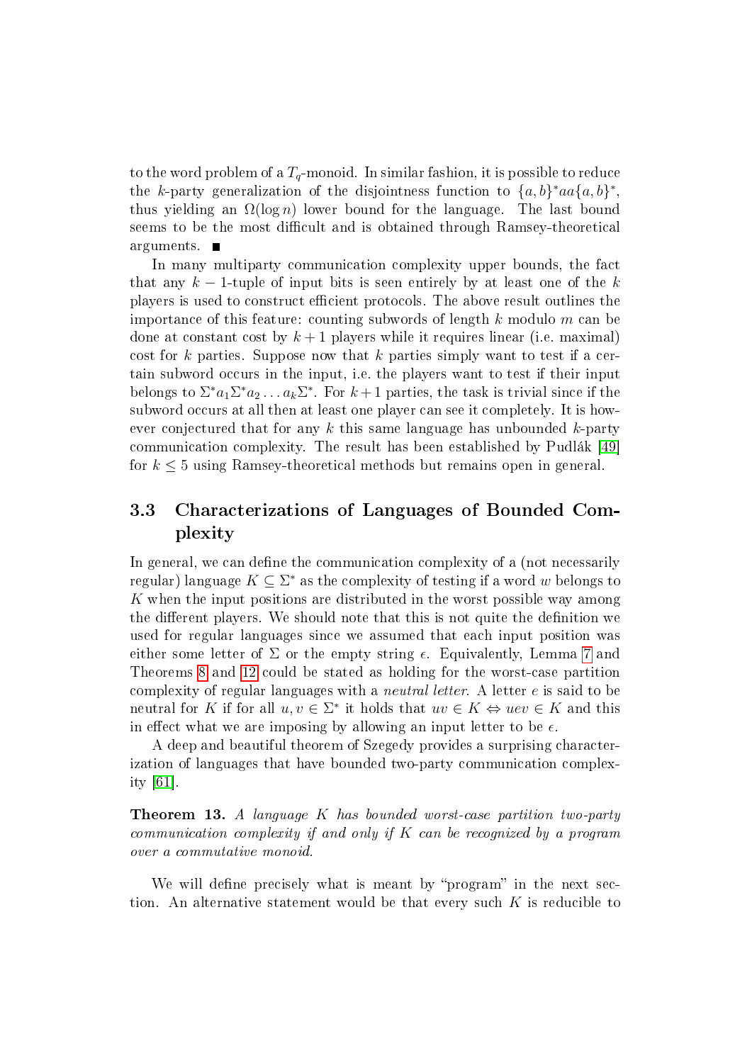to the word problem of a $T_q$-monoid. In similar fashion, it is possible to reduce the $k$-party generalization of the disjointness function to $\{a, b\}^* aa \{a, b\}^*$, thus yielding an $\Omega(\log n)$ lower bound for the language. The last bound seems to be the most difficult and is obtained through Ramsey-theoretical arguments. ■

In many multiparty communication complexity upper bounds, the fact that any $k-1$-tuple of input bits is seen entirely by at least one of the $k$ players is used to construct efficient protocols. The above result outlines the importance of this feature: counting subwords of length $k$ modulo $m$ can be done at constant cost by $k+1$ players while it requires linear (i.e. maximal) cost for $k$ parties. Suppose now that $k$ parties simply want to test if a certain subword occurs in the input, i.e. the players want to test if their input belongs to $\Sigma^* a_1 \Sigma^* a_2 \ldots a_k \Sigma^*$. For $k+1$ parties, the task is trivial since if the subword occurs at all then at least one player can see it completely. It is however conjectured that for any $k$ this same language has unbounded $k$-party communication complexity. The result has been established by Pudlák [49] for $k \leq 5$ using Ramsey-theoretical methods but remains open in general.

## 3.3 Characterizations of Languages of Bounded Complexity

In general, we can define the communication complexity of a (not necessarily regular) language $K \subseteq \Sigma^*$ as the complexity of testing if a word $w$ belongs to $K$ when the input positions are distributed in the worst possible way among the different players. We should note that this is not quite the definition we used for regular languages since we assumed that each input position was either some letter of $\Sigma$ or the empty string $\epsilon$. Equivalently, Lemma 7 and Theorems 8 and 12 could be stated as holding for the worst-case partition complexity of regular languages with a *neutral letter*. A letter $e$ is said to be neutral for $K$ if for all $u, v \in \Sigma^*$ it holds that $uv \in K \Leftrightarrow uev \in K$ and this in effect what we are imposing by allowing an input letter to be $\epsilon$.

A deep and beautiful theorem of Szegedy provides a surprising characterization of languages that have bounded two-party communication complexity [61].

**Theorem 13.** *A language $K$ has bounded worst-case partition two-party communication complexity if and only if $K$ can be recognized by a program over a commutative monoid.*

We will define precisely what is meant by "program" in the next section. An alternative statement would be that every such $K$ is reducible to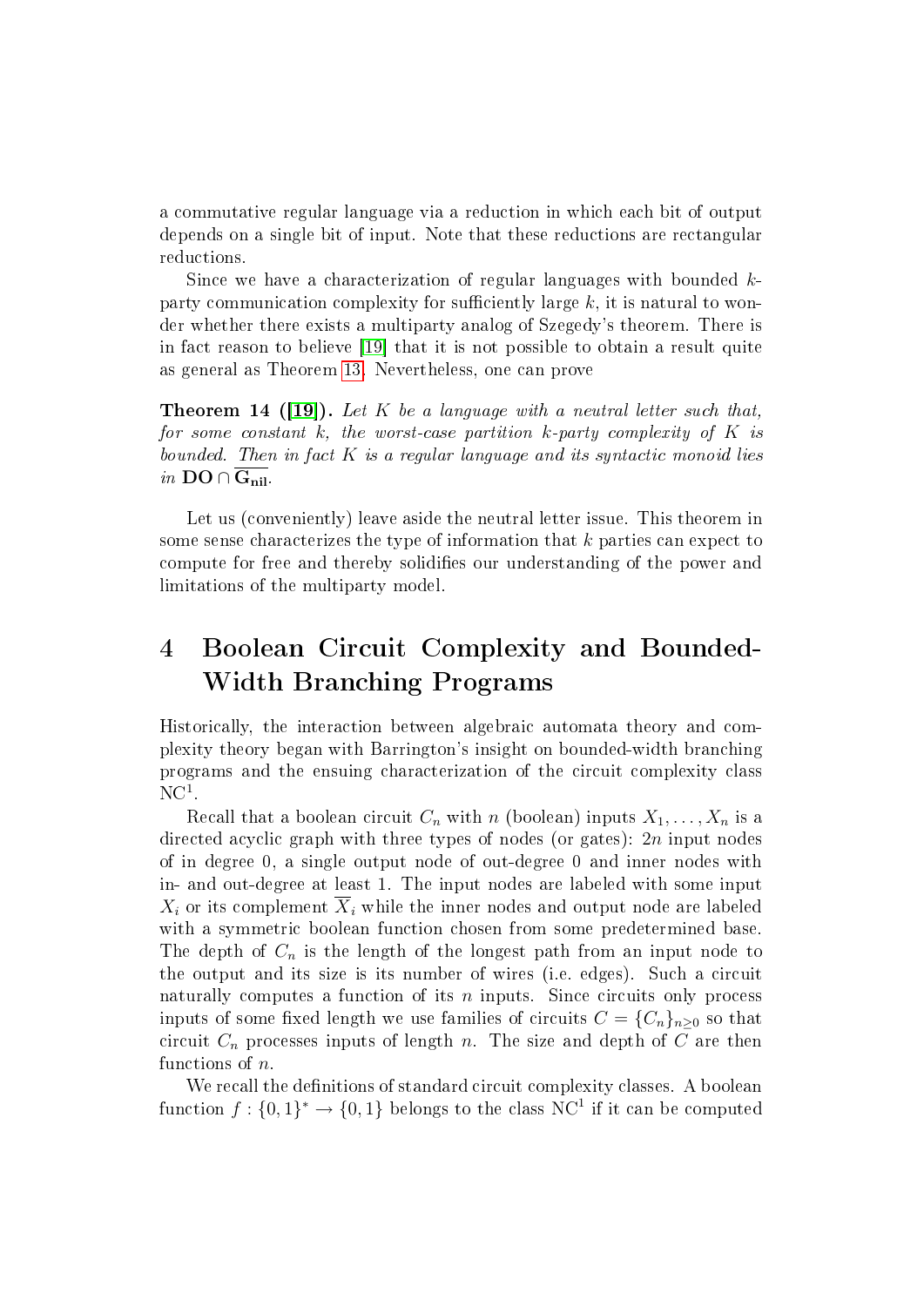a commutative regular language via a reduction in which each bit of output depends on a single bit of input. Note that these reductions are rectangular reductions.

Since we have a characterization of regular languages with bounded $k$-party communication complexity for sufficiently large $k$, it is natural to wonder whether there exists a multiparty analog of Szegedy's theorem. There is in fact reason to believe [19] that it is not possible to obtain a result quite as general as Theorem 13. Nevertheless, one can prove

**Theorem 14 ([19]).** *Let $K$ be a language with a neutral letter such that, for some constant $k$, the worst-case partition $k$-party complexity of $K$ is bounded. Then in fact $K$ is a regular language and its syntactic monoid lies in $\mathbf{DO} \cap \overline{\mathbf{G_{nil}}}$.*

Let us (conveniently) leave aside the neutral letter issue. This theorem in some sense characterizes the type of information that $k$ parties can expect to compute for free and thereby solidifies our understanding of the power and limitations of the multiparty model.

# 4 Boolean Circuit Complexity and Bounded-Width Branching Programs

Historically, the interaction between algebraic automata theory and complexity theory began with Barrington's insight on bounded-width branching programs and the ensuing characterization of the circuit complexity class $\mathrm{NC}^1$.

Recall that a boolean circuit $C_n$ with $n$ (boolean) inputs $X_1, \ldots, X_n$ is a directed acyclic graph with three types of nodes (or gates): $2n$ input nodes of in degree 0, a single output node of out-degree 0 and inner nodes with in- and out-degree at least 1. The input nodes are labeled with some input $X_i$ or its complement $\overline{X_i}$ while the inner nodes and output node are labeled with a symmetric boolean function chosen from some predetermined base. The depth of $C_n$ is the length of the longest path from an input node to the output and its size is its number of wires (i.e. edges). Such a circuit naturally computes a function of its $n$ inputs. Since circuits only process inputs of some fixed length we use families of circuits $C = \{C_n\}_{n \geq 0}$ so that circuit $C_n$ processes inputs of length $n$. The size and depth of $C$ are then functions of $n$.

We recall the definitions of standard circuit complexity classes. A boolean function $f : \{0,1\}^* \to \{0,1\}$ belongs to the class $\mathrm{NC}^1$ if it can be computed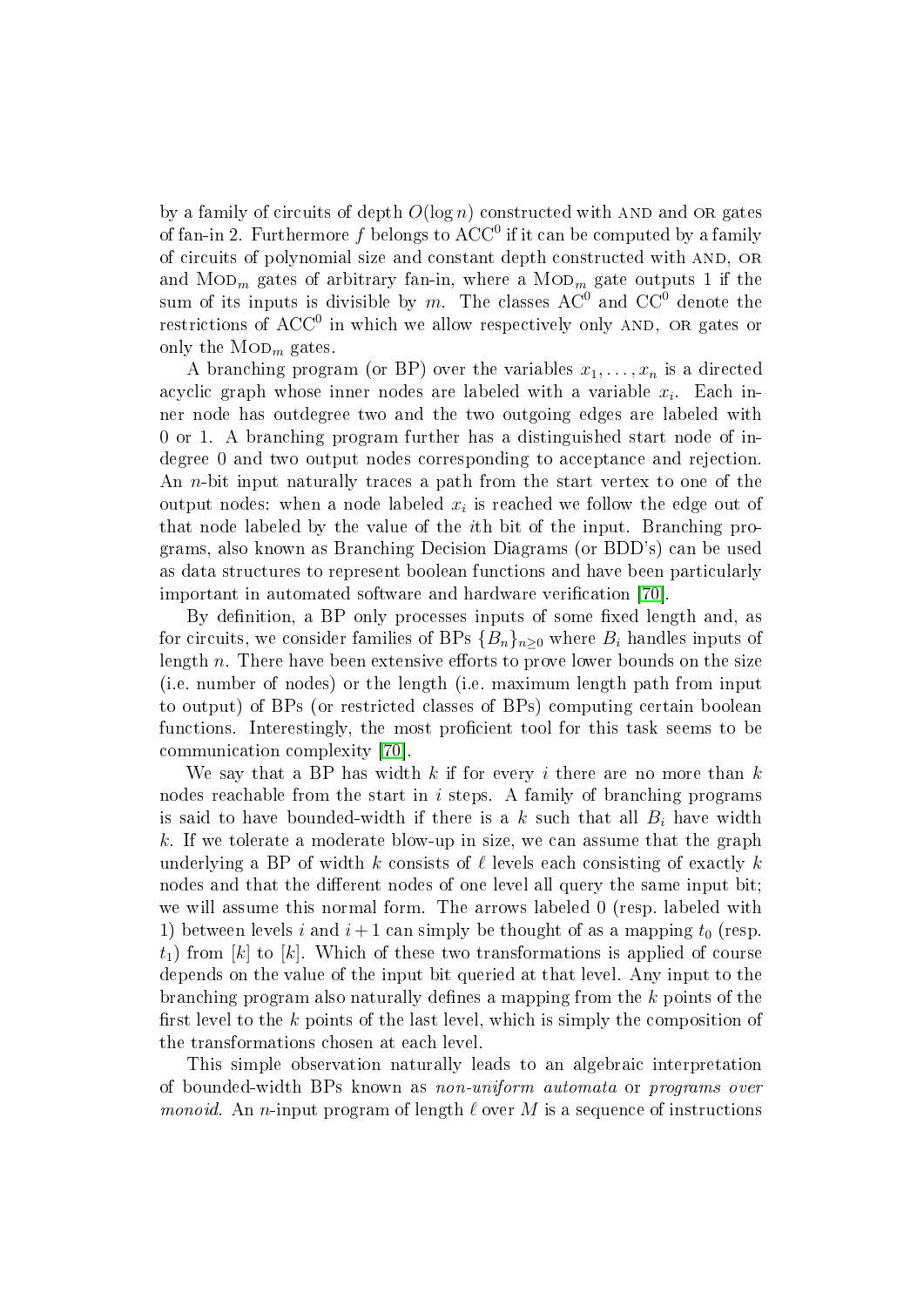by a family of circuits of depth $O(\log n)$ constructed with AND and OR gates of fan-in 2. Furthermore $f$ belongs to $\mathrm{ACC}^0$ if it can be computed by a family of circuits of polynomial size and constant depth constructed with AND, OR and $\mathrm{MOD}_m$ gates of arbitrary fan-in, where a $\mathrm{MOD}_m$ gate outputs 1 if the sum of its inputs is divisible by $m$. The classes $\mathrm{AC}^0$ and $\mathrm{CC}^0$ denote the restrictions of $\mathrm{ACC}^0$ in which we allow respectively only AND, OR gates or only the $\mathrm{MOD}_m$ gates.

A branching program (or BP) over the variables $x_1, \ldots, x_n$ is a directed acyclic graph whose inner nodes are labeled with a variable $x_i$. Each inner node has outdegree two and the two outgoing edges are labeled with 0 or 1. A branching program further has a distinguished start node of indegree 0 and two output nodes corresponding to acceptance and rejection. An $n$-bit input naturally traces a path from the start vertex to one of the output nodes: when a node labeled $x_i$ is reached we follow the edge out of that node labeled by the value of the $i$th bit of the input. Branching programs, also known as Branching Decision Diagrams (or BDD's) can be used as data structures to represent boolean functions and have been particularly important in automated software and hardware verification [70].

By definition, a BP only processes inputs of some fixed length and, as for circuits, we consider families of BPs $\{B_n\}_{n \geq 0}$ where $B_i$ handles inputs of length $n$. There have been extensive efforts to prove lower bounds on the size (i.e. number of nodes) or the length (i.e. maximum length path from input to output) of BPs (or restricted classes of BPs) computing certain boolean functions. Interestingly, the most proficient tool for this task seems to be communication complexity [70].

We say that a BP has width $k$ if for every $i$ there are no more than $k$ nodes reachable from the start in $i$ steps. A family of branching programs is said to have bounded-width if there is a $k$ such that all $B_i$ have width $k$. If we tolerate a moderate blow-up in size, we can assume that the graph underlying a BP of width $k$ consists of $\ell$ levels each consisting of exactly $k$ nodes and that the different nodes of one level all query the same input bit; we will assume this normal form. The arrows labeled 0 (resp. labeled with 1) between levels $i$ and $i+1$ can simply be thought of as a mapping $t_0$ (resp. $t_1$) from $[k]$ to $[k]$. Which of these two transformations is applied of course depends on the value of the input bit queried at that level. Any input to the branching program also naturally defines a mapping from the $k$ points of the first level to the $k$ points of the last level, which is simply the composition of the transformations chosen at each level.

This simple observation naturally leads to an algebraic interpretation of bounded-width BPs known as *non-uniform automata* or *programs over monoid*. An $n$-input program of length $\ell$ over $M$ is a sequence of instructions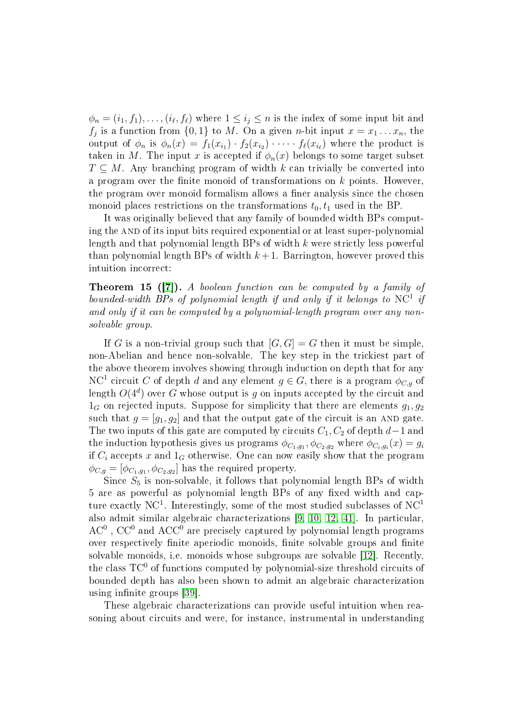$\phi_n = (i_1, f_1), \ldots, (i_\ell, f_\ell)$ where $1 \leq i_j \leq n$ is the index of some input bit and $f_j$ is a function from $\{0,1\}$ to $M$. On a given $n$-bit input $x = x_1 \ldots x_n$, the output of $\phi_n$ is $\phi_n(x) = f_1(x_{i_1}) \cdot f_2(x_{i_2}) \cdot \cdots \cdot f_\ell(x_{i_\ell})$ where the product is taken in $M$. The input $x$ is accepted if $\phi_n(x)$ belongs to some target subset $T \subseteq M$. Any branching program of width $k$ can trivially be converted into a program over the finite monoid of transformations on $k$ points. However, the program over monoid formalism allows a finer analysis since the chosen monoid places restrictions on the transformations $t_0, t_1$ used in the BP.

It was originally believed that any family of bounded width BPs computing the AND of its input bits required exponential or at least super-polynomial length and that polynomial length BPs of width $k$ were strictly less powerful than polynomial length BPs of width $k+1$. Barrington, however proved this intuition incorrect:

**Theorem 15 ([7]).** *A boolean function can be computed by a family of bounded-width BPs of polynomial length if and only if it belongs to* $\mathrm{NC}^1$ *if and only if it can be computed by a polynomial-length program over any non-solvable group.*

If $G$ is a non-trivial group such that $[G,G] = G$ then it must be simple, non-Abelian and hence non-solvable. The key step in the trickiest part of the above theorem involves showing through induction on depth that for any $\mathrm{NC}^1$ circuit $C$ of depth $d$ and any element $g \in G$, there is a program $\phi_{C,g}$ of length $O(4^d)$ over $G$ whose output is $g$ on inputs accepted by the circuit and $1_G$ on rejected inputs. Suppose for simplicity that there are elements $g_1, g_2$ such that $g = [g_1, g_2]$ and that the output gate of the circuit is an AND gate. The two inputs of this gate are computed by circuits $C_1, C_2$ of depth $d-1$ and the induction hypothesis gives us programs $\phi_{C_1,g_1}, \phi_{C_2,g_2}$ where $\phi_{C_i,g_i}(x) = g_i$ if $C_i$ accepts $x$ and $1_G$ otherwise. One can now easily show that the program $\phi_{C,g} = [\phi_{C_1,g_1}, \phi_{C_2,g_2}]$ has the required property.

Since $S_5$ is non-solvable, it follows that polynomial length BPs of width 5 are as powerful as polynomial length BPs of any fixed width and capture exactly $\mathrm{NC}^1$. Interestingly, some of the most studied subclasses of $\mathrm{NC}^1$ also admit similar algebraic characterizations [9, 10, 12, 41]. In particular, $\mathrm{AC}^0$ , $\mathrm{CC}^0$ and $\mathrm{ACC}^0$ are precisely captured by polynomial length programs over respectively finite aperiodic monoids, finite solvable groups and finite solvable monoids, i.e. monoids whose subgroups are solvable [12]. Recently, the class $\mathrm{TC}^0$ of functions computed by polynomial-size threshold circuits of bounded depth has also been shown to admit an algebraic characterization using infinite groups [39].

These algebraic characterizations can provide useful intuition when reasoning about circuits and were, for instance, instrumental in understanding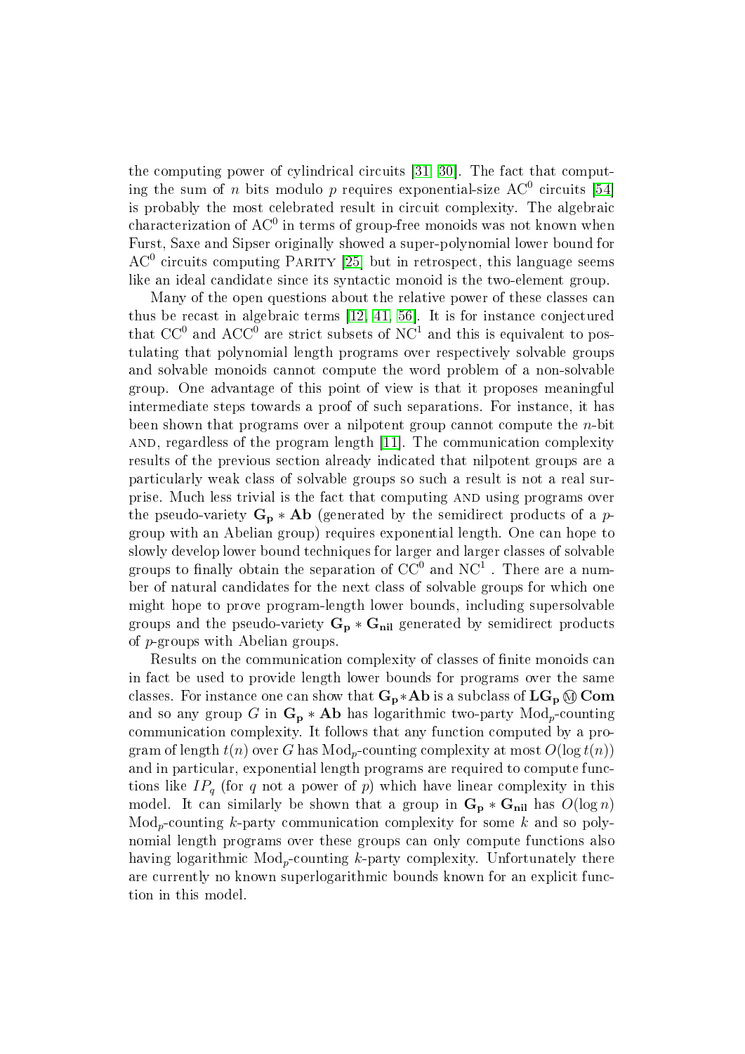the computing power of cylindrical circuits [31, 30]. The fact that computing the sum of $n$ bits modulo $p$ requires exponential-size $\mathrm{AC}^0$ circuits [54] is probably the most celebrated result in circuit complexity. The algebraic characterization of $\mathrm{AC}^0$ in terms of group-free monoids was not known when Furst, Saxe and Sipser originally showed a super-polynomial lower bound for $\mathrm{AC}^0$ circuits computing PARITY [25] but in retrospect, this language seems like an ideal candidate since its syntactic monoid is the two-element group.

Many of the open questions about the relative power of these classes can thus be recast in algebraic terms [12, 41, 56]. It is for instance conjectured that $\mathrm{CC}^0$ and $\mathrm{ACC}^0$ are strict subsets of $\mathrm{NC}^1$ and this is equivalent to postulating that polynomial length programs over respectively solvable groups and solvable monoids cannot compute the word problem of a non-solvable group. One advantage of this point of view is that it proposes meaningful intermediate steps towards a proof of such separations. For instance, it has been shown that programs over a nilpotent group cannot compute the $n$-bit AND, regardless of the program length [11]. The communication complexity results of the previous section already indicated that nilpotent groups are a particularly weak class of solvable groups so such a result is not a real surprise. Much less trivial is the fact that computing AND using programs over the pseudo-variety $\mathbf{G_p} * \mathbf{Ab}$ (generated by the semidirect products of a $p$-group with an Abelian group) requires exponential length. One can hope to slowly develop lower bound techniques for larger and larger classes of solvable groups to finally obtain the separation of $\mathrm{CC}^0$ and $\mathrm{NC}^1$ . There are a number of natural candidates for the next class of solvable groups for which one might hope to prove program-length lower bounds, including supersolvable groups and the pseudo-variety $\mathbf{G_p} * \mathbf{G_{nil}}$ generated by semidirect products of $p$-groups with Abelian groups.

Results on the communication complexity of classes of finite monoids can in fact be used to provide length lower bounds for programs over the same classes. For instance one can show that $\mathbf{G_p} * \mathbf{Ab}$ is a subclass of $\mathbf{LG_p} \circledM \mathbf{Com}$ and so any group $G$ in $\mathbf{G_p} * \mathbf{Ab}$ has logarithmic two-party $\mathrm{Mod}_p$-counting communication complexity. It follows that any function computed by a program of length $t(n)$ over $G$ has $\mathrm{Mod}_p$-counting complexity at most $O(\log t(n))$ and in particular, exponential length programs are required to compute functions like $IP_q$ (for $q$ not a power of $p$) which have linear complexity in this model. It can similarly be shown that a group in $\mathbf{G_p} * \mathbf{G_{nil}}$ has $O(\log n)$ $\mathrm{Mod}_p$-counting $k$-party communication complexity for some $k$ and so polynomial length programs over these groups can only compute functions also having logarithmic $\mathrm{Mod}_p$-counting $k$-party complexity. Unfortunately there are currently no known superlogarithmic bounds known for an explicit function in this model.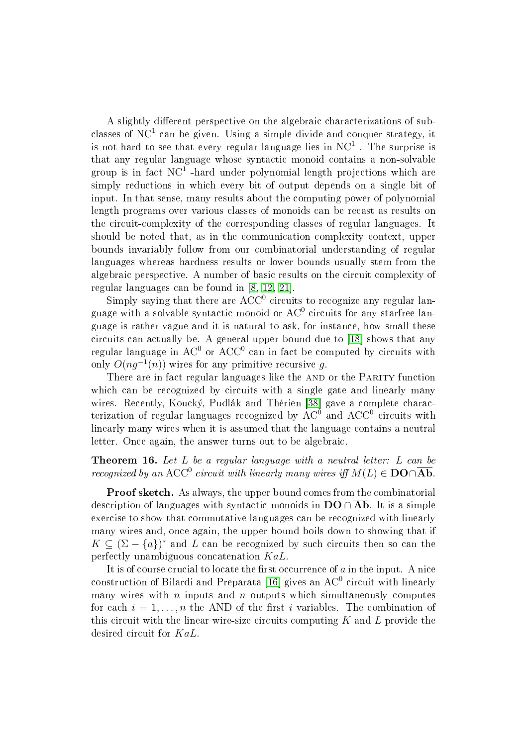A slightly different perspective on the algebraic characterizations of subclasses of $NC^1$ can be given. Using a simple divide and conquer strategy, it is not hard to see that every regular language lies in $NC^1$ . The surprise is that any regular language whose syntactic monoid contains a non-solvable group is in fact $NC^1$ -hard under polynomial length projections which are simply reductions in which every bit of output depends on a single bit of input. In that sense, many results about the computing power of polynomial length programs over various classes of monoids can be recast as results on the circuit-complexity of the corresponding classes of regular languages. It should be noted that, as in the communication complexity context, upper bounds invariably follow from our combinatorial understanding of regular languages whereas hardness results or lower bounds usually stem from the algebraic perspective. A number of basic results on the circuit complexity of regular languages can be found in [8, 12, 21].

Simply saying that there are $ACC^0$ circuits to recognize any regular language with a solvable syntactic monoid or $AC^0$ circuits for any starfree language is rather vague and it is natural to ask, for instance, how small these circuits can actually be. A general upper bound due to [18] shows that any regular language in $AC^0$ or $ACC^0$ can in fact be computed by circuits with only $O(ng^{-1}(n))$ wires for any primitive recursive $g$.

There are in fact regular languages like the AND or the PARITY function which can be recognized by circuits with a single gate and linearly many wires. Recently, Koucký, Pudlák and Thérien [38] gave a complete characterization of regular languages recognized by $AC^0$ and $ACC^0$ circuits with linearly many wires when it is assumed that the language contains a neutral letter. Once again, the answer turns out to be algebraic.

**Theorem 16.** *Let $L$ be a regular language with a neutral letter: $L$ can be recognized by an $ACC^0$ circuit with linearly many wires iff $M(L) \in \mathbf{DO} \cap \overline{\mathbf{Ab}}$.*

**Proof sketch.** As always, the upper bound comes from the combinatorial description of languages with syntactic monoids in $\mathbf{DO} \cap \overline{\mathbf{Ab}}$. It is a simple exercise to show that commutative languages can be recognized with linearly many wires and, once again, the upper bound boils down to showing that if $K \subseteq (\Sigma - \{a\})^*$ and $L$ can be recognized by such circuits then so can the perfectly unambiguous concatenation $KaL$.

It is of course crucial to locate the first occurrence of $a$ in the input. A nice construction of Bilardi and Preparata [16] gives an $AC^0$ circuit with linearly many wires with $n$ inputs and $n$ outputs which simultaneously computes for each $i = 1, \ldots, n$ the AND of the first $i$ variables. The combination of this circuit with the linear wire-size circuits computing $K$ and $L$ provide the desired circuit for $KaL$.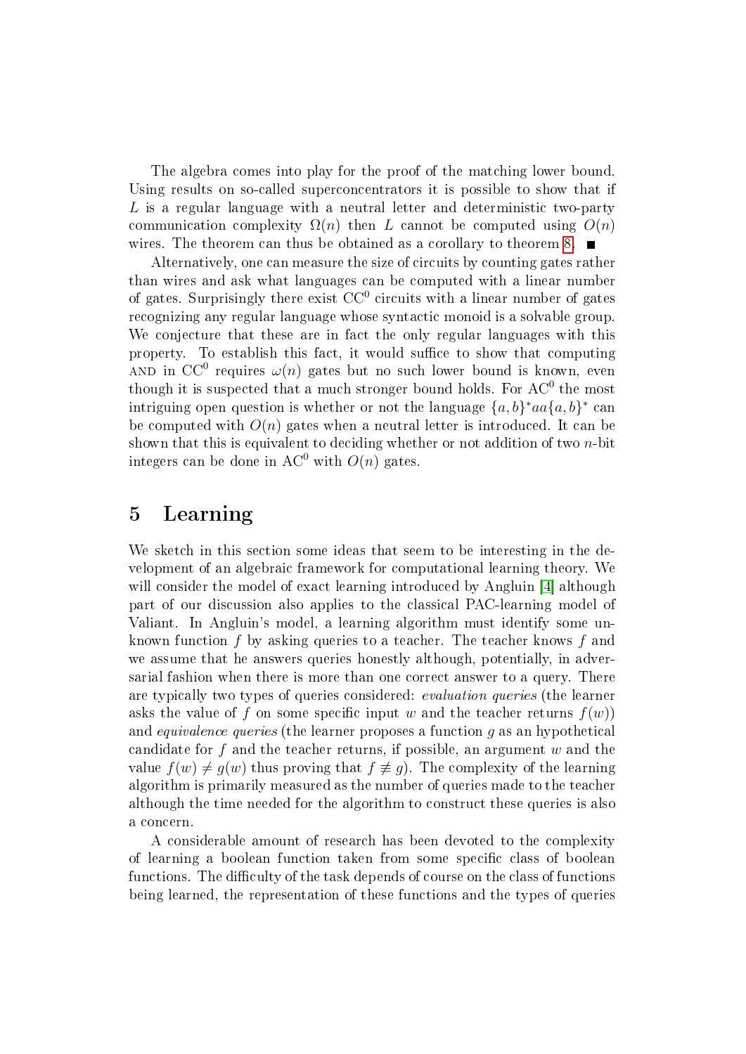The algebra comes into play for the proof of the matching lower bound. Using results on so-called superconcentrators it is possible to show that if $L$ is a regular language with a neutral letter and deterministic two-party communication complexity $\Omega(n)$ then $L$ cannot be computed using $O(n)$ wires. The theorem can thus be obtained as a corollary to theorem 8. ■

Alternatively, one can measure the size of circuits by counting gates rather than wires and ask what languages can be computed with a linear number of gates. Surprisingly there exist $\mathrm{CC}^0$ circuits with a linear number of gates recognizing any regular language whose syntactic monoid is a solvable group. We conjecture that these are in fact the only regular languages with this property. To establish this fact, it would suffice to show that computing AND in $\mathrm{CC}^0$ requires $\omega(n)$ gates but no such lower bound is known, even though it is suspected that a much stronger bound holds. For $\mathrm{AC}^0$ the most intriguing open question is whether or not the language $\{a,b\}^*aa\{a,b\}^*$ can be computed with $O(n)$ gates when a neutral letter is introduced. It can be shown that this is equivalent to deciding whether or not addition of two $n$-bit integers can be done in $\mathrm{AC}^0$ with $O(n)$ gates.

# 5 Learning

We sketch in this section some ideas that seem to be interesting in the development of an algebraic framework for computational learning theory. We will consider the model of exact learning introduced by Angluin [4] although part of our discussion also applies to the classical PAC-learning model of Valiant. In Angluin's model, a learning algorithm must identify some unknown function $f$ by asking queries to a teacher. The teacher knows $f$ and we assume that he answers queries honestly although, potentially, in adversarial fashion when there is more than one correct answer to a query. There are typically two types of queries considered: *evaluation queries* (the learner asks the value of $f$ on some specific input $w$ and the teacher returns $f(w)$) and *equivalence queries* (the learner proposes a function $g$ as an hypothetical candidate for $f$ and the teacher returns, if possible, an argument $w$ and the value $f(w) \neq g(w)$ thus proving that $f \not\equiv g$). The complexity of the learning algorithm is primarily measured as the number of queries made to the teacher although the time needed for the algorithm to construct these queries is also a concern.

A considerable amount of research has been devoted to the complexity of learning a boolean function taken from some specific class of boolean functions. The difficulty of the task depends of course on the class of functions being learned, the representation of these functions and the types of queries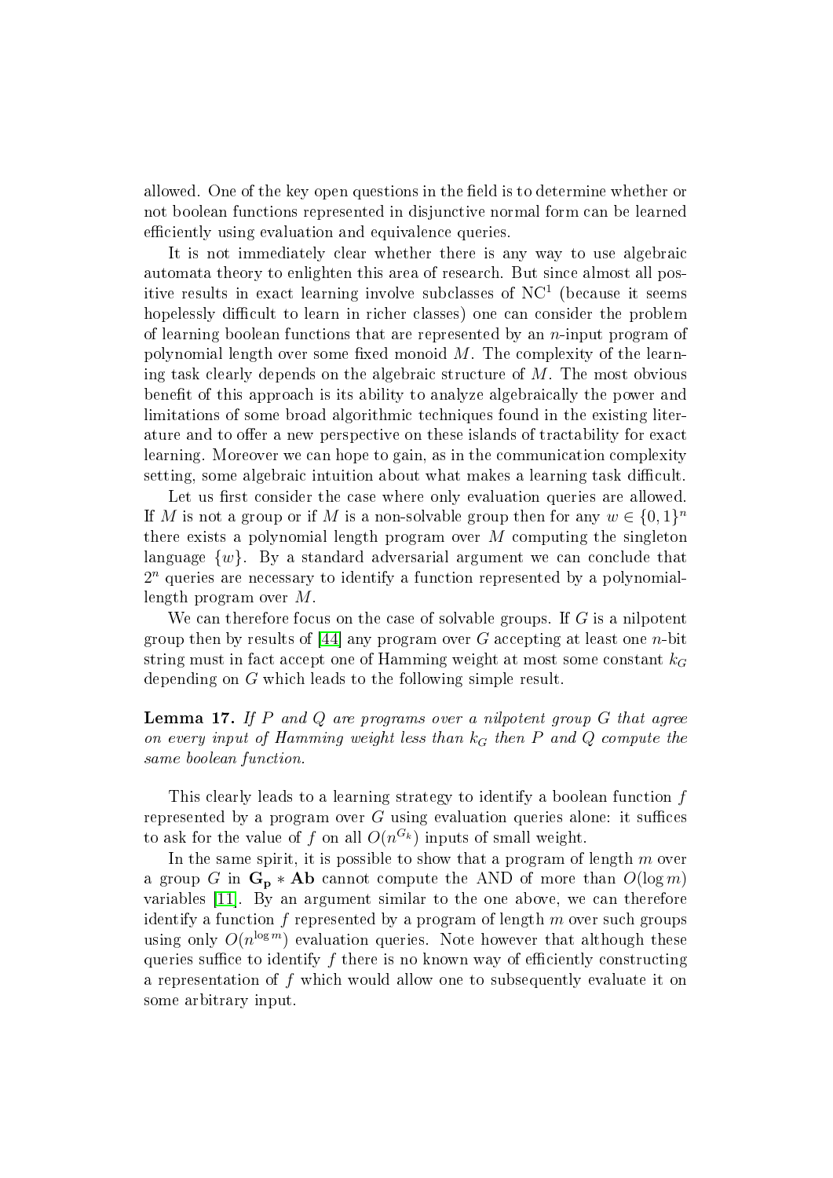allowed. One of the key open questions in the field is to determine whether or not boolean functions represented in disjunctive normal form can be learned efficiently using evaluation and equivalence queries.

It is not immediately clear whether there is any way to use algebraic automata theory to enlighten this area of research. But since almost all positive results in exact learning involve subclasses of $\mathrm{NC}^1$ (because it seems hopelessly difficult to learn in richer classes) one can consider the problem of learning boolean functions that are represented by an $n$-input program of polynomial length over some fixed monoid $M$. The complexity of the learning task clearly depends on the algebraic structure of $M$. The most obvious benefit of this approach is its ability to analyze algebraically the power and limitations of some broad algorithmic techniques found in the existing literature and to offer a new perspective on these islands of tractability for exact learning. Moreover we can hope to gain, as in the communication complexity setting, some algebraic intuition about what makes a learning task difficult.

Let us first consider the case where only evaluation queries are allowed. If $M$ is not a group or if $M$ is a non-solvable group then for any $w \in \{0,1\}^n$ there exists a polynomial length program over $M$ computing the singleton language $\{w\}$. By a standard adversarial argument we can conclude that $2^n$ queries are necessary to identify a function represented by a polynomial-length program over $M$.

We can therefore focus on the case of solvable groups. If $G$ is a nilpotent group then by results of [44] any program over $G$ accepting at least one $n$-bit string must in fact accept one of Hamming weight at most some constant $k_G$ depending on $G$ which leads to the following simple result.

**Lemma 17.** *If $P$ and $Q$ are programs over a nilpotent group $G$ that agree on every input of Hamming weight less than $k_G$ then $P$ and $Q$ compute the same boolean function.*

This clearly leads to a learning strategy to identify a boolean function $f$ represented by a program over $G$ using evaluation queries alone: it suffices to ask for the value of $f$ on all $O(n^{G_k})$ inputs of small weight.

In the same spirit, it is possible to show that a program of length $m$ over a group $G$ in $\mathbf{G_p} * \mathbf{Ab}$ cannot compute the AND of more than $O(\log m)$ variables [11]. By an argument similar to the one above, we can therefore identify a function $f$ represented by a program of length $m$ over such groups using only $O(n^{\log m})$ evaluation queries. Note however that although these queries suffice to identify $f$ there is no known way of efficiently constructing a representation of $f$ which would allow one to subsequently evaluate it on some arbitrary input.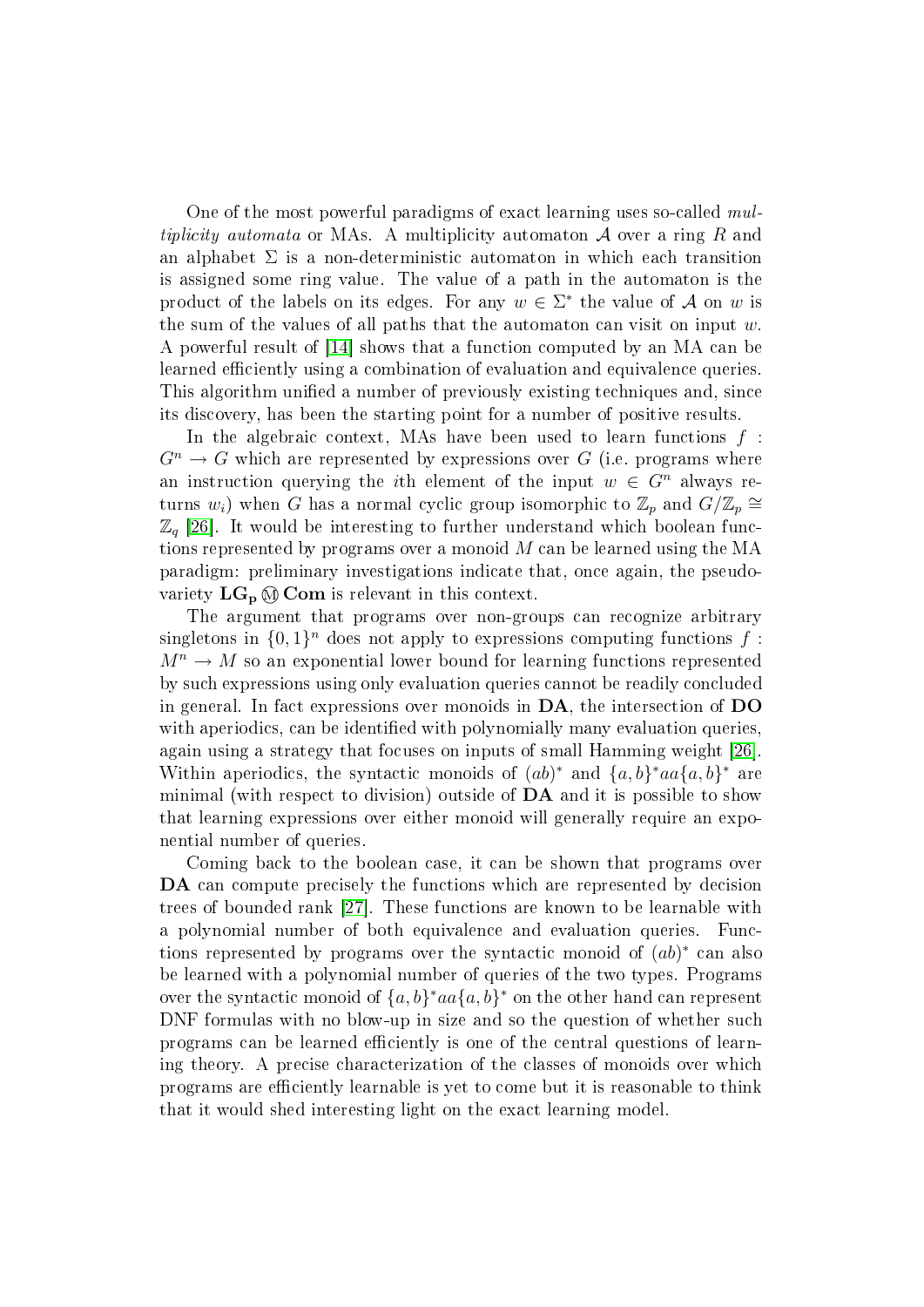One of the most powerful paradigms of exact learning uses so-called *multiplicity automata* or MAs. A multiplicity automaton $\mathcal{A}$ over a ring $R$ and an alphabet $\Sigma$ is a non-deterministic automaton in which each transition is assigned some ring value. The value of a path in the automaton is the product of the labels on its edges. For any $w \in \Sigma^*$ the value of $\mathcal{A}$ on $w$ is the sum of the values of all paths that the automaton can visit on input $w$. A powerful result of [14] shows that a function computed by an MA can be learned efficiently using a combination of evaluation and equivalence queries. This algorithm unified a number of previously existing techniques and, since its discovery, has been the starting point for a number of positive results.

In the algebraic context, MAs have been used to learn functions $f : G^n \to G$ which are represented by expressions over $G$ (i.e. programs where an instruction querying the $i$th element of the input $w \in G^n$ always returns $w_i$) when $G$ has a normal cyclic group isomorphic to $\mathbb{Z}_p$ and $G/\mathbb{Z}_p \cong \mathbb{Z}_q$ [26]. It would be interesting to further understand which boolean functions represented by programs over a monoid $M$ can be learned using the MA paradigm: preliminary investigations indicate that, once again, the pseudo-variety $\mathbf{LG_p} \circledM \mathbf{Com}$ is relevant in this context.

The argument that programs over non-groups can recognize arbitrary singletons in $\{0,1\}^n$ does not apply to expressions computing functions $f : M^n \to M$ so an exponential lower bound for learning functions represented by such expressions using only evaluation queries cannot be readily concluded in general. In fact expressions over monoids in $\mathbf{DA}$, the intersection of $\mathbf{DO}$ with aperiodics, can be identified with polynomially many evaluation queries, again using a strategy that focuses on inputs of small Hamming weight [26]. Within aperiodics, the syntactic monoids of $(ab)^*$ and $\{a,b\}^*aa\{a,b\}^*$ are minimal (with respect to division) outside of $\mathbf{DA}$ and it is possible to show that learning expressions over either monoid will generally require an exponential number of queries.

Coming back to the boolean case, it can be shown that programs over $\mathbf{DA}$ can compute precisely the functions which are represented by decision trees of bounded rank [27]. These functions are known to be learnable with a polynomial number of both equivalence and evaluation queries. Functions represented by programs over the syntactic monoid of $(ab)^*$ can also be learned with a polynomial number of queries of the two types. Programs over the syntactic monoid of $\{a,b\}^*aa\{a,b\}^*$ on the other hand can represent DNF formulas with no blow-up in size and so the question of whether such programs can be learned efficiently is one of the central questions of learning theory. A precise characterization of the classes of monoids over which programs are efficiently learnable is yet to come but it is reasonable to think that it would shed interesting light on the exact learning model.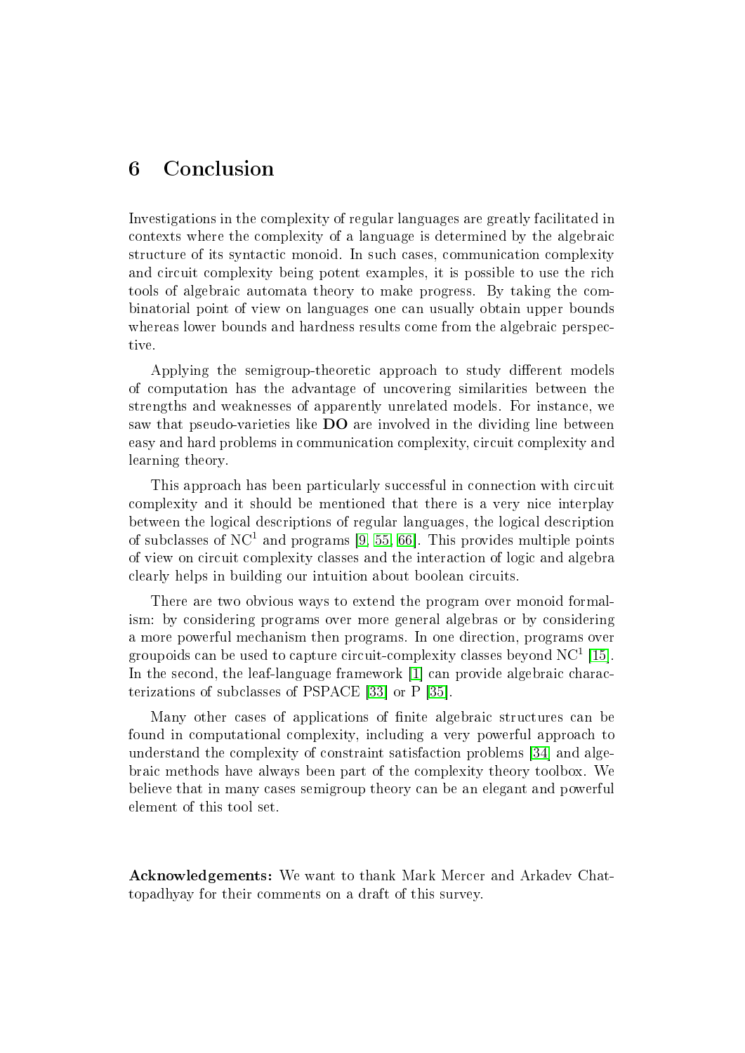# 6 Conclusion

Investigations in the complexity of regular languages are greatly facilitated in contexts where the complexity of a language is determined by the algebraic structure of its syntactic monoid. In such cases, communication complexity and circuit complexity being potent examples, it is possible to use the rich tools of algebraic automata theory to make progress. By taking the combinatorial point of view on languages one can usually obtain upper bounds whereas lower bounds and hardness results come from the algebraic perspective.

Applying the semigroup-theoretic approach to study different models of computation has the advantage of uncovering similarities between the strengths and weaknesses of apparently unrelated models. For instance, we saw that pseudo-varieties like **DO** are involved in the dividing line between easy and hard problems in communication complexity, circuit complexity and learning theory.

This approach has been particularly successful in connection with circuit complexity and it should be mentioned that there is a very nice interplay between the logical descriptions of regular languages, the logical description of subclasses of $NC^1$ and programs [9, 55, 66]. This provides multiple points of view on circuit complexity classes and the interaction of logic and algebra clearly helps in building our intuition about boolean circuits.

There are two obvious ways to extend the program over monoid formalism: by considering programs over more general algebras or by considering a more powerful mechanism then programs. In one direction, programs over groupoids can be used to capture circuit-complexity classes beyond $NC^1$ [15]. In the second, the leaf-language framework [1] can provide algebraic characterizations of subclasses of PSPACE [33] or P [35].

Many other cases of applications of finite algebraic structures can be found in computational complexity, including a very powerful approach to understand the complexity of constraint satisfaction problems [34] and algebraic methods have always been part of the complexity theory toolbox. We believe that in many cases semigroup theory can be an elegant and powerful element of this tool set.

**Acknowledgements:** We want to thank Mark Mercer and Arkadev Chattopadhyay for their comments on a draft of this survey.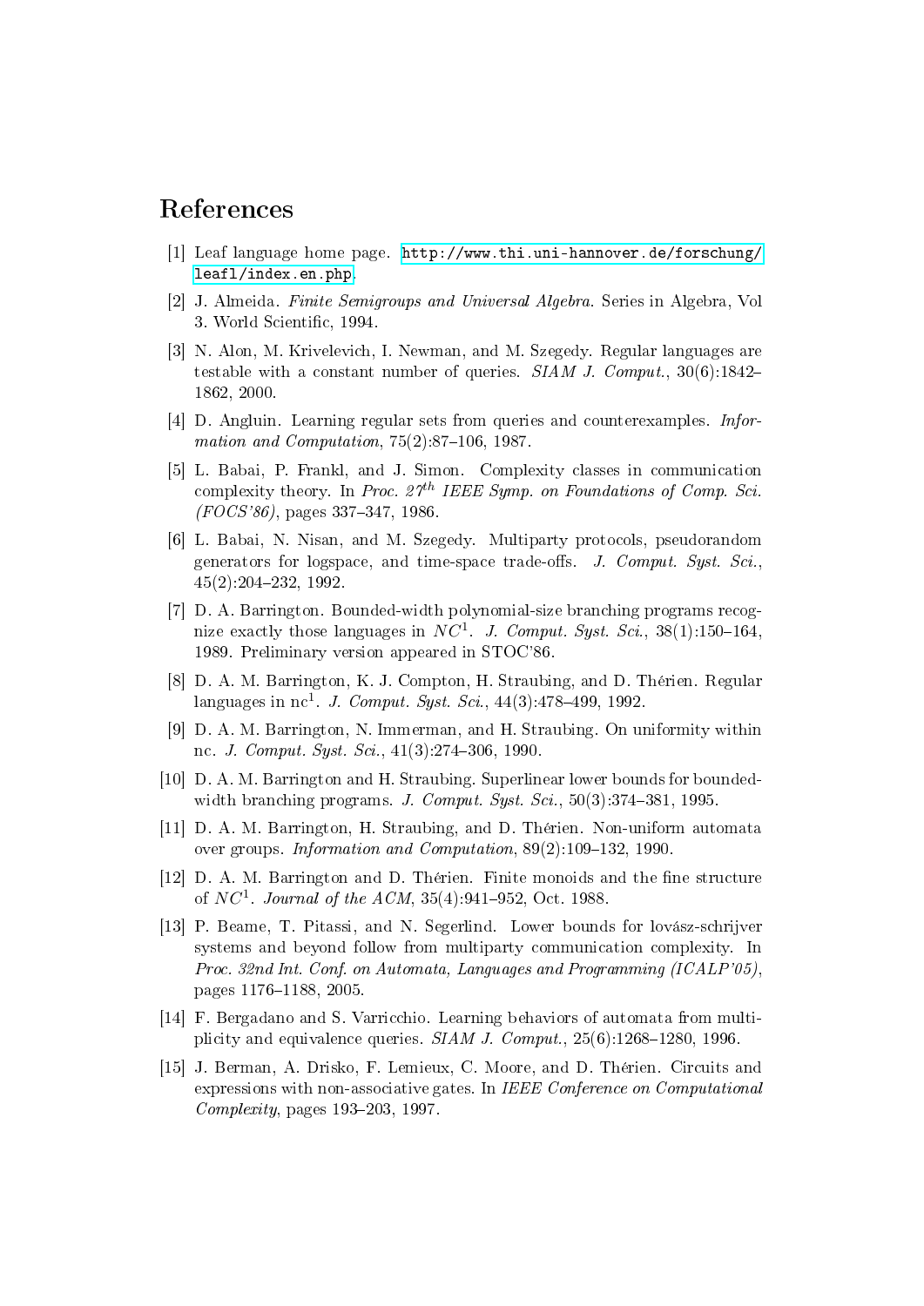# References

[1] Leaf language home page. http://www.thi.uni-hannover.de/forschung/leafl/index.en.php.

[2] J. Almeida. *Finite Semigroups and Universal Algebra*. Series in Algebra, Vol 3. World Scientific, 1994.

[3] N. Alon, M. Krivelevich, I. Newman, and M. Szegedy. Regular languages are testable with a constant number of queries. *SIAM J. Comput.*, 30(6):1842–1862, 2000.

[4] D. Angluin. Learning regular sets from queries and counterexamples. *Information and Computation*, 75(2):87–106, 1987.

[5] L. Babai, P. Frankl, and J. Simon. Complexity classes in communication complexity theory. In *Proc. $27^{th}$ IEEE Symp. on Foundations of Comp. Sci. (FOCS'86)*, pages 337–347, 1986.

[6] L. Babai, N. Nisan, and M. Szegedy. Multiparty protocols, pseudorandom generators for logspace, and time-space trade-offs. *J. Comput. Syst. Sci.*, 45(2):204–232, 1992.

[7] D. A. Barrington. Bounded-width polynomial-size branching programs recognize exactly those languages in $NC^1$. *J. Comput. Syst. Sci.*, 38(1):150–164, 1989. Preliminary version appeared in STOC'86.

[8] D. A. M. Barrington, K. J. Compton, H. Straubing, and D. Thérien. Regular languages in $\mathrm{nc}^1$. *J. Comput. Syst. Sci.*, 44(3):478–499, 1992.

[9] D. A. M. Barrington, N. Immerman, and H. Straubing. On uniformity within nc. *J. Comput. Syst. Sci.*, 41(3):274–306, 1990.

[10] D. A. M. Barrington and H. Straubing. Superlinear lower bounds for bounded-width branching programs. *J. Comput. Syst. Sci.*, 50(3):374–381, 1995.

[11] D. A. M. Barrington, H. Straubing, and D. Thérien. Non-uniform automata over groups. *Information and Computation*, 89(2):109–132, 1990.

[12] D. A. M. Barrington and D. Thérien. Finite monoids and the fine structure of $NC^1$. *Journal of the ACM*, 35(4):941–952, Oct. 1988.

[13] P. Beame, T. Pitassi, and N. Segerlind. Lower bounds for lovász-schrijver systems and beyond follow from multiparty communication complexity. In *Proc. 32nd Int. Conf. on Automata, Languages and Programming (ICALP'05)*, pages 1176–1188, 2005.

[14] F. Bergadano and S. Varricchio. Learning behaviors of automata from multiplicity and equivalence queries. *SIAM J. Comput.*, 25(6):1268–1280, 1996.

[15] J. Berman, A. Drisko, F. Lemieux, C. Moore, and D. Thérien. Circuits and expressions with non-associative gates. In *IEEE Conference on Computational Complexity*, pages 193–203, 1997.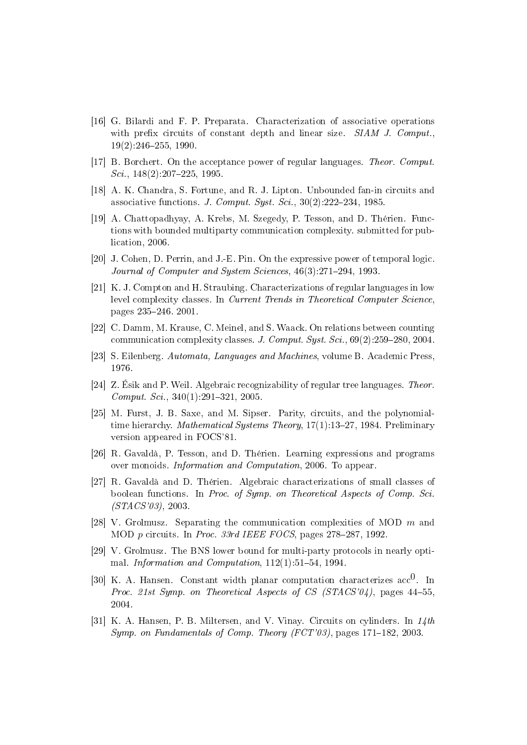[16] G. Bilardi and F. P. Preparata. Characterization of associative operations with prefix circuits of constant depth and linear size. *SIAM J. Comput.*, 19(2):246–255, 1990.

[17] B. Borchert. On the acceptance power of regular languages. *Theor. Comput. Sci.*, 148(2):207–225, 1995.

[18] A. K. Chandra, S. Fortune, and R. J. Lipton. Unbounded fan-in circuits and associative functions. *J. Comput. Syst. Sci.*, 30(2):222–234, 1985.

[19] A. Chattopadhyay, A. Krebs, M. Szegedy, P. Tesson, and D. Thérien. Functions with bounded multiparty communication complexity. submitted for publication, 2006.

[20] J. Cohen, D. Perrin, and J.-E. Pin. On the expressive power of temporal logic. *Journal of Computer and System Sciences*, 46(3):271–294, 1993.

[21] K. J. Compton and H. Straubing. Characterizations of regular languages in low level complexity classes. In *Current Trends in Theoretical Computer Science*, pages 235–246. 2001.

[22] C. Damm, M. Krause, C. Meinel, and S. Waack. On relations between counting communication complexity classes. *J. Comput. Syst. Sci.*, 69(2):259–280, 2004.

[23] S. Eilenberg. *Automata, Languages and Machines*, volume B. Academic Press, 1976.

[24] Z. Ésik and P. Weil. Algebraic recognizability of regular tree languages. *Theor. Comput. Sci.*, 340(1):291–321, 2005.

[25] M. Furst, J. B. Saxe, and M. Sipser. Parity, circuits, and the polynomial-time hierarchy. *Mathematical Systems Theory*, 17(1):13–27, 1984. Preliminary version appeared in FOCS'81.

[26] R. Gavaldà, P. Tesson, and D. Thérien. Learning expressions and programs over monoids. *Information and Computation*, 2006. To appear.

[27] R. Gavaldà and D. Thérien. Algebraic characterizations of small classes of boolean functions. In *Proc. of Symp. on Theoretical Aspects of Comp. Sci. (STACS'03)*, 2003.

[28] V. Grolmusz. Separating the communication complexities of MOD $m$ and MOD $p$ circuits. In *Proc. 33rd IEEE FOCS*, pages 278–287, 1992.

[29] V. Grolmusz. The BNS lower bound for multi-party protocols in nearly optimal. *Information and Computation*, 112(1):51–54, 1994.

[30] K. A. Hansen. Constant width planar computation characterizes $\mathrm{acc}^0$. In *Proc. 21st Symp. on Theoretical Aspects of CS (STACS'04)*, pages 44–55, 2004.

[31] K. A. Hansen, P. B. Miltersen, and V. Vinay. Circuits on cylinders. In *14th Symp. on Fundamentals of Comp. Theory (FCT'03)*, pages 171–182, 2003.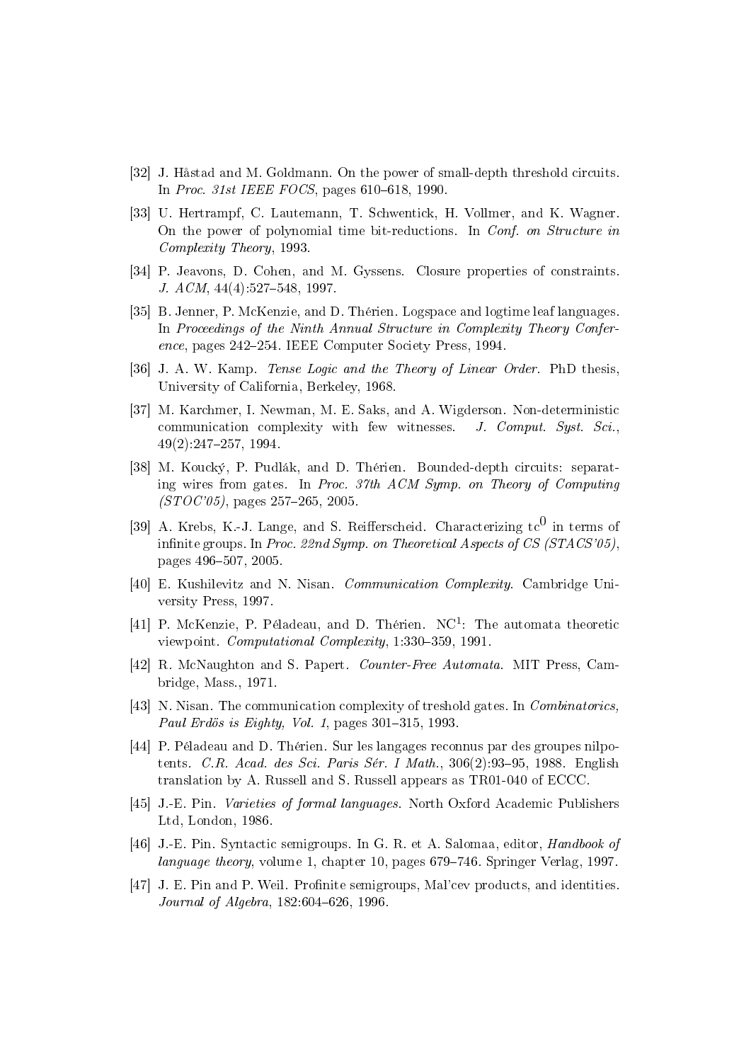[32] J. Håstad and M. Goldmann. On the power of small-depth threshold circuits. In *Proc. 31st IEEE FOCS*, pages 610–618, 1990.

[33] U. Hertrampf, C. Lautemann, T. Schwentick, H. Vollmer, and K. Wagner. On the power of polynomial time bit-reductions. In *Conf. on Structure in Complexity Theory*, 1993.

[34] P. Jeavons, D. Cohen, and M. Gyssens. Closure properties of constraints. *J. ACM*, 44(4):527–548, 1997.

[35] B. Jenner, P. McKenzie, and D. Thérien. Logspace and logtime leaf languages. In *Proceedings of the Ninth Annual Structure in Complexity Theory Conference*, pages 242–254. IEEE Computer Society Press, 1994.

[36] J. A. W. Kamp. *Tense Logic and the Theory of Linear Order*. PhD thesis, University of California, Berkeley, 1968.

[37] M. Karchmer, I. Newman, M. E. Saks, and A. Wigderson. Non-deterministic communication complexity with few witnesses. *J. Comput. Syst. Sci.*, 49(2):247–257, 1994.

[38] M. Koucký, P. Pudlák, and D. Thérien. Bounded-depth circuits: separating wires from gates. In *Proc. 37th ACM Symp. on Theory of Computing (STOC'05)*, pages 257–265, 2005.

[39] A. Krebs, K.-J. Lange, and S. Reifferscheid. Characterizing $\mathrm{tc}^0$ in terms of infinite groups. In *Proc. 22nd Symp. on Theoretical Aspects of CS (STACS'05)*, pages 496–507, 2005.

[40] E. Kushilevitz and N. Nisan. *Communication Complexity*. Cambridge University Press, 1997.

[41] P. McKenzie, P. Péladeau, and D. Thérien. $\mathrm{NC}^1$: The automata theoretic viewpoint. *Computational Complexity*, 1:330–359, 1991.

[42] R. McNaughton and S. Papert. *Counter-Free Automata*. MIT Press, Cambridge, Mass., 1971.

[43] N. Nisan. The communication complexity of treshold gates. In *Combinatorics, Paul Erdös is Eighty, Vol. 1*, pages 301–315, 1993.

[44] P. Péladeau and D. Thérien. Sur les langages reconnus par des groupes nilpotents. *C.R. Acad. des Sci. Paris Sér. I Math.*, 306(2):93–95, 1988. English translation by A. Russell and S. Russell appears as TR01-040 of ECCC.

[45] J.-E. Pin. *Varieties of formal languages*. North Oxford Academic Publishers Ltd, London, 1986.

[46] J.-E. Pin. Syntactic semigroups. In G. R. et A. Salomaa, editor, *Handbook of language theory*, volume 1, chapter 10, pages 679–746. Springer Verlag, 1997.

[47] J. E. Pin and P. Weil. Profinite semigroups, Mal'cev products, and identities. *Journal of Algebra*, 182:604–626, 1996.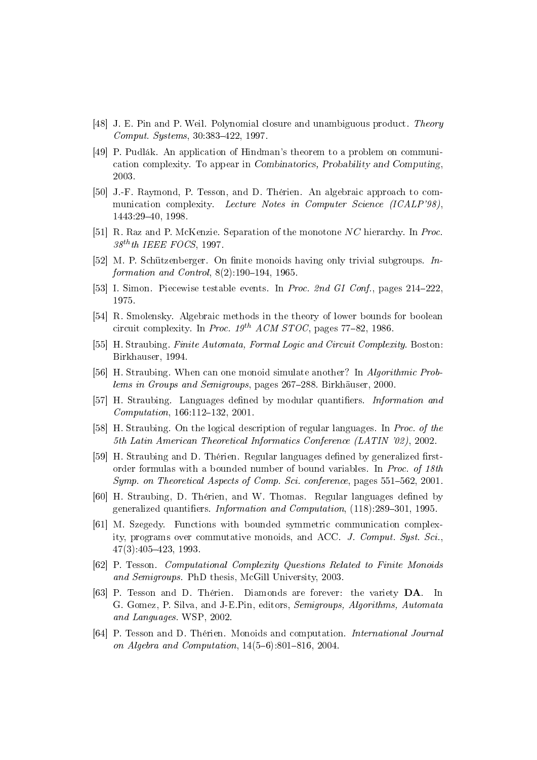[48] J. E. Pin and P. Weil. Polynomial closure and unambiguous product. *Theory Comput. Systems*, 30:383–422, 1997.

[49] P. Pudlák. An application of Hindman's theorem to a problem on communication complexity. To appear in *Combinatorics, Probability and Computing*, 2003.

[50] J.-F. Raymond, P. Tesson, and D. Thérien. An algebraic approach to communication complexity. *Lecture Notes in Computer Science (ICALP'98)*, 1443:29–40, 1998.

[51] R. Raz and P. McKenzie. Separation of the monotone $NC$ hierarchy. In *Proc. $38^{th}$th IEEE FOCS*, 1997.

[52] M. P. Schützenberger. On finite monoids having only trivial subgroups. *Information and Control*, 8(2):190–194, 1965.

[53] I. Simon. Piecewise testable events. In *Proc. 2nd GI Conf.*, pages 214–222, 1975.

[54] R. Smolensky. Algebraic methods in the theory of lower bounds for boolean circuit complexity. In *Proc. $19^{th}$ ACM STOC*, pages 77–82, 1986.

[55] H. Straubing. *Finite Automata, Formal Logic and Circuit Complexity*. Boston: Birkhauser, 1994.

[56] H. Straubing. When can one monoid simulate another? In *Algorithmic Problems in Groups and Semigroups*, pages 267–288. Birkhäuser, 2000.

[57] H. Straubing. Languages defined by modular quantifiers. *Information and Computation*, 166:112–132, 2001.

[58] H. Straubing. On the logical description of regular languages. In *Proc. of the 5th Latin American Theoretical Informatics Conference (LATIN '02)*, 2002.

[59] H. Straubing and D. Thérien. Regular languages defined by generalized first-order formulas with a bounded number of bound variables. In *Proc. of 18th Symp. on Theoretical Aspects of Comp. Sci. conference*, pages 551–562, 2001.

[60] H. Straubing, D. Thérien, and W. Thomas. Regular languages defined by generalized quantifiers. *Information and Computation*, (118):289–301, 1995.

[61] M. Szegedy. Functions with bounded symmetric communication complexity, programs over commutative monoids, and ACC. *J. Comput. Syst. Sci.*, 47(3):405–423, 1993.

[62] P. Tesson. *Computational Complexity Questions Related to Finite Monoids and Semigroups*. PhD thesis, McGill University, 2003.

[63] P. Tesson and D. Thérien. Diamonds are forever: the variety **DA**. In G. Gomez, P. Silva, and J-E.Pin, editors, *Semigroups, Algorithms, Automata and Languages*. WSP, 2002.

[64] P. Tesson and D. Thérien. Monoids and computation. *International Journal on Algebra and Computation*, 14(5–6):801–816, 2004.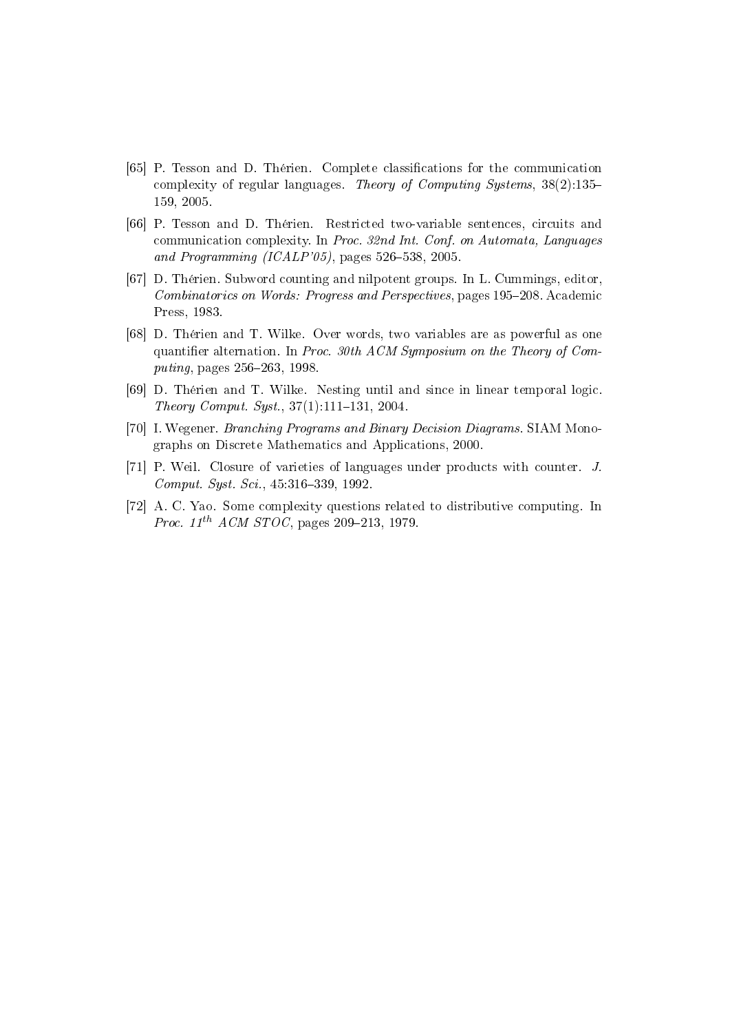[65] P. Tesson and D. Thérien. Complete classifications for the communication complexity of regular languages. *Theory of Computing Systems*, 38(2):135–159, 2005.

[66] P. Tesson and D. Thérien. Restricted two-variable sentences, circuits and communication complexity. In *Proc. 32nd Int. Conf. on Automata, Languages and Programming (ICALP'05)*, pages 526–538, 2005.

[67] D. Thérien. Subword counting and nilpotent groups. In L. Cummings, editor, *Combinatorics on Words: Progress and Perspectives*, pages 195–208. Academic Press, 1983.

[68] D. Thérien and T. Wilke. Over words, two variables are as powerful as one quantifier alternation. In *Proc. 30th ACM Symposium on the Theory of Computing*, pages 256–263, 1998.

[69] D. Thérien and T. Wilke. Nesting until and since in linear temporal logic. *Theory Comput. Syst.*, 37(1):111–131, 2004.

[70] I. Wegener. *Branching Programs and Binary Decision Diagrams.* SIAM Monographs on Discrete Mathematics and Applications, 2000.

[71] P. Weil. Closure of varieties of languages under products with counter. *J. Comput. Syst. Sci.*, 45:316–339, 1992.

[72] A. C. Yao. Some complexity questions related to distributive computing. In *Proc. $11^{th}$ ACM STOC*, pages 209–213, 1979.